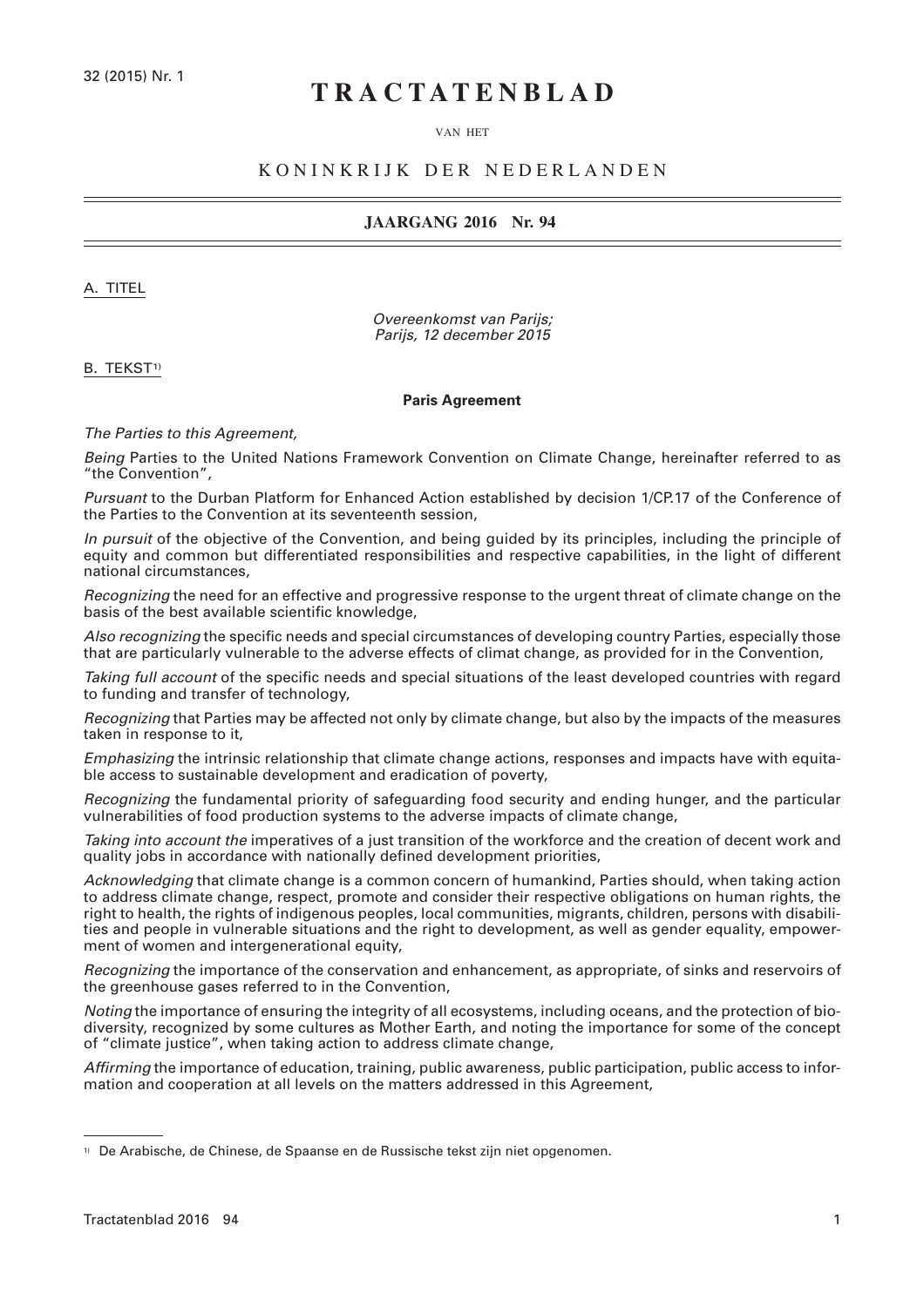# TRACTATENBLAD

VAN HET

## KONINKRIJK DER NEDERLANDEN

**JAARGANG 2016 Nr. 94**

A. TITEL

*Overeenkomst van Parijs;*
*Parijs, 12 december 2015*

B. TEKST[1]

**Paris Agreement**

*The Parties to this Agreement,*

*Being* Parties to the United Nations Framework Convention on Climate Change, hereinafter referred to as "the Convention",

*Pursuant* to the Durban Platform for Enhanced Action established by decision 1/CP.17 of the Conference of the Parties to the Convention at its seventeenth session,

*In pursuit* of the objective of the Convention, and being guided by its principles, including the principle of equity and common but differentiated responsibilities and respective capabilities, in the light of different national circumstances,

*Recognizing* the need for an effective and progressive response to the urgent threat of climate change on the basis of the best available scientific knowledge,

*Also recognizing* the specific needs and special circumstances of developing country Parties, especially those that are particularly vulnerable to the adverse effects of climat change, as provided for in the Convention,

*Taking full account* of the specific needs and special situations of the least developed countries with regard to funding and transfer of technology,

*Recognizing* that Parties may be affected not only by climate change, but also by the impacts of the measures taken in response to it,

*Emphasizing* the intrinsic relationship that climate change actions, responses and impacts have with equitable access to sustainable development and eradication of poverty,

*Recognizing* the fundamental priority of safeguarding food security and ending hunger, and the particular vulnerabilities of food production systems to the adverse impacts of climate change,

*Taking into account the* imperatives of a just transition of the workforce and the creation of decent work and quality jobs in accordance with nationally defined development priorities,

*Acknowledging* that climate change is a common concern of humankind, Parties should, when taking action to address climate change, respect, promote and consider their respective obligations on human rights, the right to health, the rights of indigenous peoples, local communities, migrants, children, persons with disabilities and people in vulnerable situations and the right to development, as well as gender equality, empowerment of women and intergenerational equity,

*Recognizing* the importance of the conservation and enhancement, as appropriate, of sinks and reservoirs of the greenhouse gases referred to in the Convention,

*Noting* the importance of ensuring the integrity of all ecosystems, including oceans, and the protection of biodiversity, recognized by some cultures as Mother Earth, and noting the importance for some of the concept of "climate justice", when taking action to address climate change,

*Affirming* the importance of education, training, public awareness, public participation, public access to information and cooperation at all levels on the matters addressed in this Agreement,

---

[1] De Arabische, de Chinese, de Spaanse en de Russische tekst zijn niet opgenomen.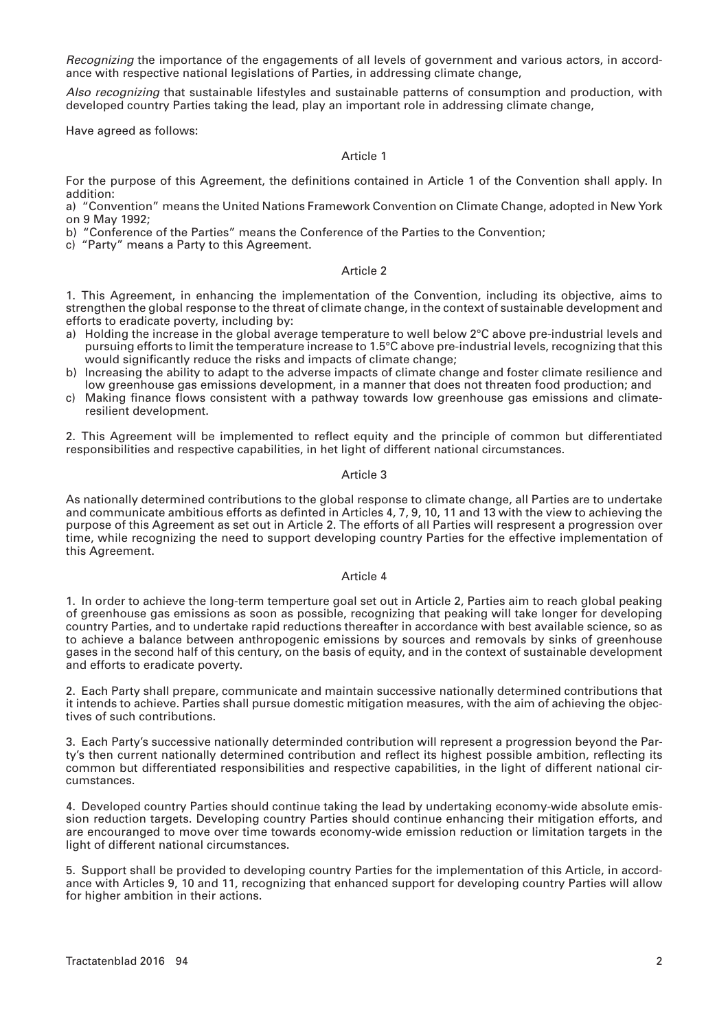*Recognizing* the importance of the engagements of all levels of government and various actors, in accordance with respective national legislations of Parties, in addressing climate change,

*Also recognizing* that sustainable lifestyles and sustainable patterns of consumption and production, with developed country Parties taking the lead, play an important role in addressing climate change,

Have agreed as follows:

## Article 1

For the purpose of this Agreement, the definitions contained in Article 1 of the Convention shall apply. In addition:

a) "Convention" means the United Nations Framework Convention on Climate Change, adopted in New York on 9 May 1992;

b) "Conference of the Parties" means the Conference of the Parties to the Convention;

c) "Party" means a Party to this Agreement.

## Article 2

1. This Agreement, in enhancing the implementation of the Convention, including its objective, aims to strengthen the global response to the threat of climate change, in the context of sustainable development and efforts to eradicate poverty, including by:

a) Holding the increase in the global average temperature to well below 2°C above pre-industrial levels and pursuing efforts to limit the temperature increase to 1.5°C above pre-industrial levels, recognizing that this would significantly reduce the risks and impacts of climate change;

b) Increasing the ability to adapt to the adverse impacts of climate change and foster climate resilience and low greenhouse gas emissions development, in a manner that does not threaten food production; and

c) Making finance flows consistent with a pathway towards low greenhouse gas emissions and climate-resilient development.

2. This Agreement will be implemented to reflect equity and the principle of common but differentiated responsibilities and respective capabilities, in het light of different national circumstances.

## Article 3

As nationally determined contributions to the global response to climate change, all Parties are to undertake and communicate ambitious efforts as definted in Articles 4, 7, 9, 10, 11 and 13 with the view to achieving the purpose of this Agreement as set out in Article 2. The efforts of all Parties will respresent a progression over time, while recognizing the need to support developing country Parties for the effective implementation of this Agreement.

## Article 4

1. In order to achieve the long-term temperture goal set out in Article 2, Parties aim to reach global peaking of greenhouse gas emissions as soon as possible, recognizing that peaking will take longer for developing country Parties, and to undertake rapid reductions thereafter in accordance with best available science, so as to achieve a balance between anthropogenic emissions by sources and removals by sinks of greenhouse gases in the second half of this century, on the basis of equity, and in the context of sustainable development and efforts to eradicate poverty.

2. Each Party shall prepare, communicate and maintain successive nationally determined contributions that it intends to achieve. Parties shall pursue domestic mitigation measures, with the aim of achieving the objectives of such contributions.

3. Each Party's successive nationally determinded contribution will represent a progression beyond the Party's then current nationally determined contribution and reflect its highest possible ambition, reflecting its common but differentiated responsibilities and respective capabilities, in the light of different national circumstances.

4. Developed country Parties should continue taking the lead by undertaking economy-wide absolute emission reduction targets. Developing country Parties should continue enhancing their mitigation efforts, and are encouranged to move over time towards economy-wide emission reduction or limitation targets in the light of different national circumstances.

5. Support shall be provided to developing country Parties for the implementation of this Article, in accordance with Articles 9, 10 and 11, recognizing that enhanced support for developing country Parties will allow for higher ambition in their actions.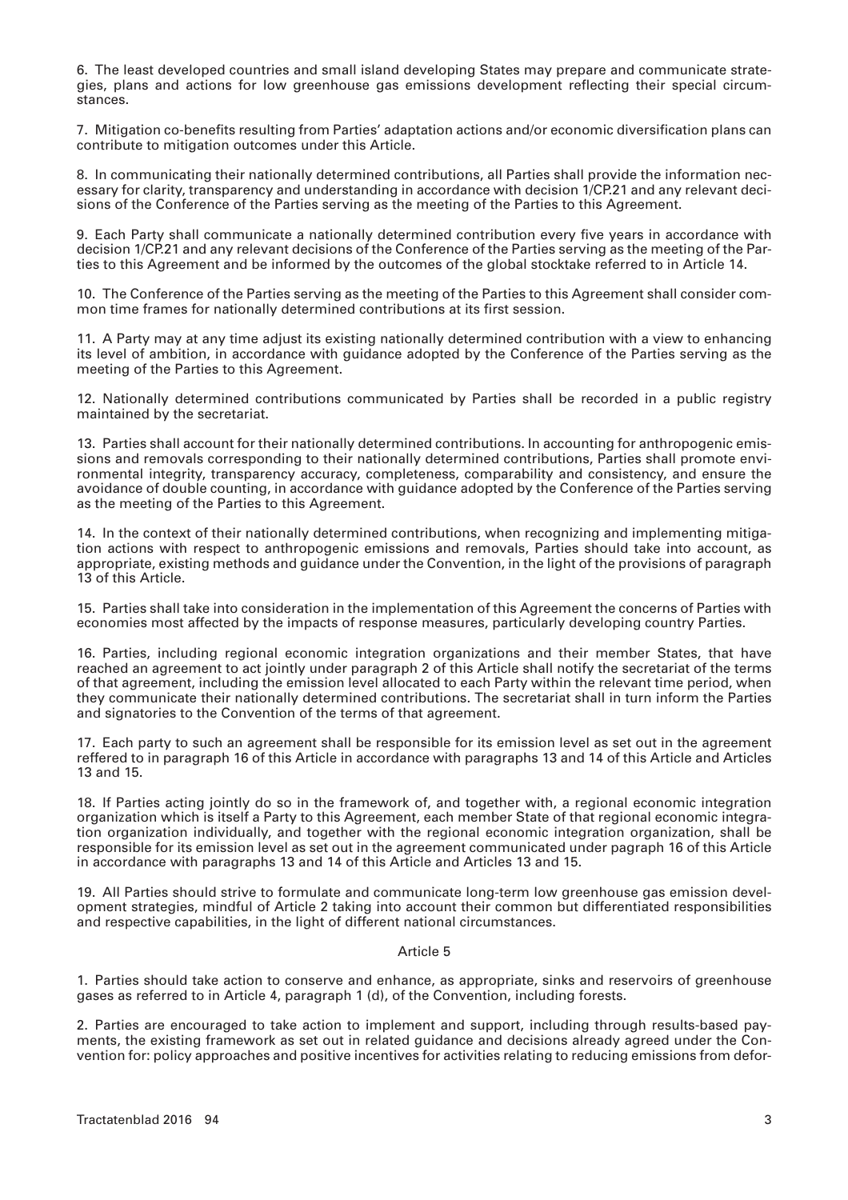6. The least developed countries and small island developing States may prepare and communicate strategies, plans and actions for low greenhouse gas emissions development reflecting their special circumstances.

7. Mitigation co-benefits resulting from Parties' adaptation actions and/or economic diversification plans can contribute to mitigation outcomes under this Article.

8. In communicating their nationally determined contributions, all Parties shall provide the information necessary for clarity, transparency and understanding in accordance with decision 1/CP.21 and any relevant decisions of the Conference of the Parties serving as the meeting of the Parties to this Agreement.

9. Each Party shall communicate a nationally determined contribution every five years in accordance with decision 1/CP.21 and any relevant decisions of the Conference of the Parties serving as the meeting of the Parties to this Agreement and be informed by the outcomes of the global stocktake referred to in Article 14.

10. The Conference of the Parties serving as the meeting of the Parties to this Agreement shall consider common time frames for nationally determined contributions at its first session.

11. A Party may at any time adjust its existing nationally determined contribution with a view to enhancing its level of ambition, in accordance with guidance adopted by the Conference of the Parties serving as the meeting of the Parties to this Agreement.

12. Nationally determined contributions communicated by Parties shall be recorded in a public registry maintained by the secretariat.

13. Parties shall account for their nationally determined contributions. In accounting for anthropogenic emissions and removals corresponding to their nationally determined contributions, Parties shall promote environmental integrity, transparency accuracy, completeness, comparability and consistency, and ensure the avoidance of double counting, in accordance with guidance adopted by the Conference of the Parties serving as the meeting of the Parties to this Agreement.

14. In the context of their nationally determined contributions, when recognizing and implementing mitigation actions with respect to anthropogenic emissions and removals, Parties should take into account, as appropriate, existing methods and guidance under the Convention, in the light of the provisions of paragraph 13 of this Article.

15. Parties shall take into consideration in the implementation of this Agreement the concerns of Parties with economies most affected by the impacts of response measures, particularly developing country Parties.

16. Parties, including regional economic integration organizations and their member States, that have reached an agreement to act jointly under paragraph 2 of this Article shall notify the secretariat of the terms of that agreement, including the emission level allocated to each Party within the relevant time period, when they communicate their nationally determined contributions. The secretariat shall in turn inform the Parties and signatories to the Convention of the terms of that agreement.

17. Each party to such an agreement shall be responsible for its emission level as set out in the agreement reffered to in paragraph 16 of this Article in accordance with paragraphs 13 and 14 of this Article and Articles 13 and 15.

18. If Parties acting jointly do so in the framework of, and together with, a regional economic integration organization which is itself a Party to this Agreement, each member State of that regional economic integration organization individually, and together with the regional economic integration organization, shall be responsible for its emission level as set out in the agreement communicated under pagraph 16 of this Article in accordance with paragraphs 13 and 14 of this Article and Articles 13 and 15.

19. All Parties should strive to formulate and communicate long-term low greenhouse gas emission development strategies, mindful of Article 2 taking into account their common but differentiated responsibilities and respective capabilities, in the light of different national circumstances.

### Article 5

1. Parties should take action to conserve and enhance, as appropriate, sinks and reservoirs of greenhouse gases as referred to in Article 4, paragraph 1 (d), of the Convention, including forests.

2. Parties are encouraged to take action to implement and support, including through results-based payments, the existing framework as set out in related guidance and decisions already agreed under the Convention for: policy approaches and positive incentives for activities relating to reducing emissions from defor-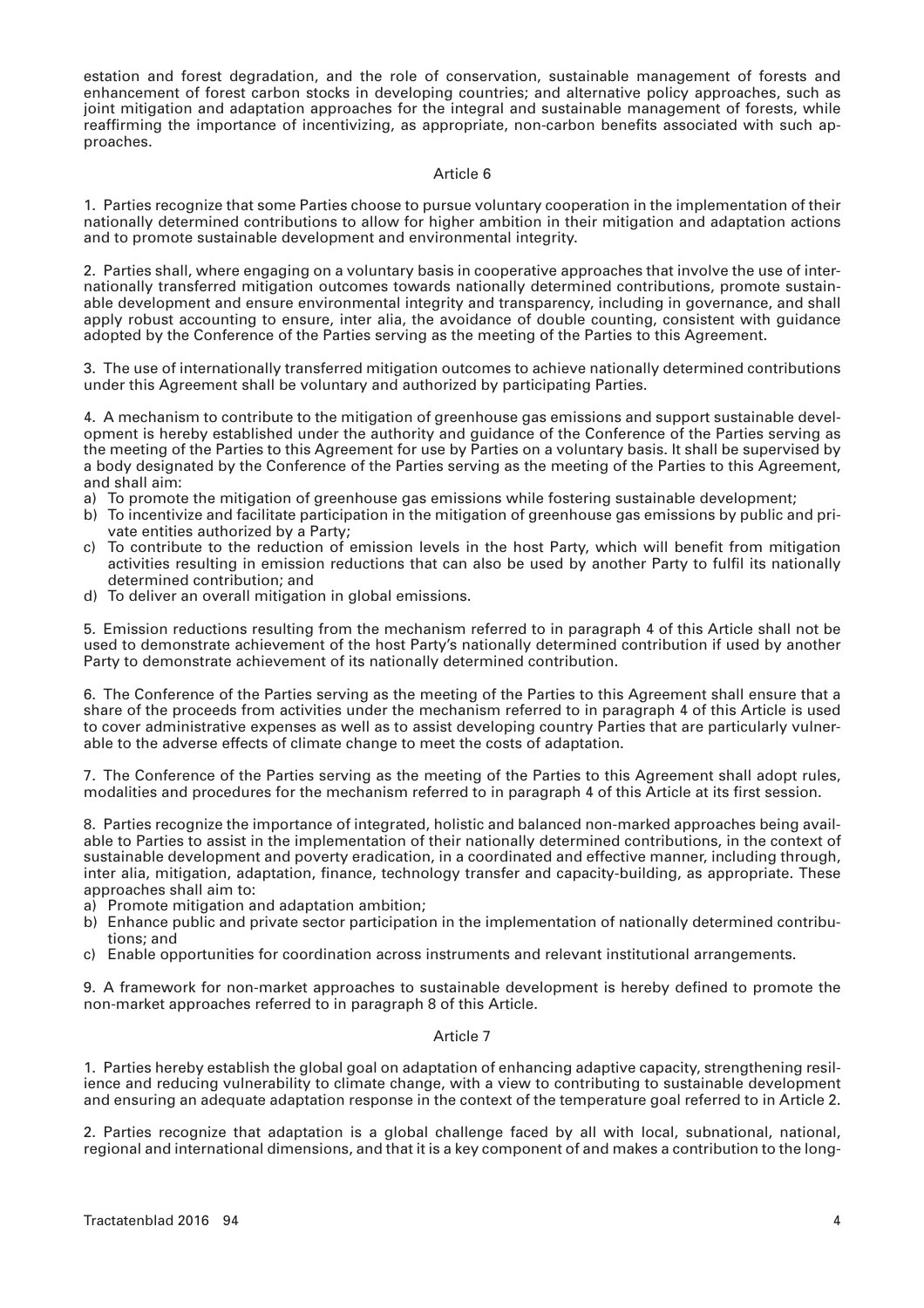estation and forest degradation, and the role of conservation, sustainable management of forests and enhancement of forest carbon stocks in developing countries; and alternative policy approaches, such as joint mitigation and adaptation approaches for the integral and sustainable management of forests, while reaffirming the importance of incentivizing, as appropriate, non-carbon benefits associated with such approaches.

## Article 6

1. Parties recognize that some Parties choose to pursue voluntary cooperation in the implementation of their nationally determined contributions to allow for higher ambition in their mitigation and adaptation actions and to promote sustainable development and environmental integrity.

2. Parties shall, where engaging on a voluntary basis in cooperative approaches that involve the use of internationally transferred mitigation outcomes towards nationally determined contributions, promote sustainable development and ensure environmental integrity and transparency, including in governance, and shall apply robust accounting to ensure, inter alia, the avoidance of double counting, consistent with guidance adopted by the Conference of the Parties serving as the meeting of the Parties to this Agreement.

3. The use of internationally transferred mitigation outcomes to achieve nationally determined contributions under this Agreement shall be voluntary and authorized by participating Parties.

4. A mechanism to contribute to the mitigation of greenhouse gas emissions and support sustainable development is hereby established under the authority and guidance of the Conference of the Parties serving as the meeting of the Parties to this Agreement for use by Parties on a voluntary basis. It shall be supervised by a body designated by the Conference of the Parties serving as the meeting of the Parties to this Agreement, and shall aim:

a) To promote the mitigation of greenhouse gas emissions while fostering sustainable development;
b) To incentivize and facilitate participation in the mitigation of greenhouse gas emissions by public and private entities authorized by a Party;
c) To contribute to the reduction of emission levels in the host Party, which will benefit from mitigation activities resulting in emission reductions that can also be used by another Party to fulfil its nationally determined contribution; and
d) To deliver an overall mitigation in global emissions.

5. Emission reductions resulting from the mechanism referred to in paragraph 4 of this Article shall not be used to demonstrate achievement of the host Party's nationally determined contribution if used by another Party to demonstrate achievement of its nationally determined contribution.

6. The Conference of the Parties serving as the meeting of the Parties to this Agreement shall ensure that a share of the proceeds from activities under the mechanism referred to in paragraph 4 of this Article is used to cover administrative expenses as well as to assist developing country Parties that are particularly vulnerable to the adverse effects of climate change to meet the costs of adaptation.

7. The Conference of the Parties serving as the meeting of the Parties to this Agreement shall adopt rules, modalities and procedures for the mechanism referred to in paragraph 4 of this Article at its first session.

8. Parties recognize the importance of integrated, holistic and balanced non-marked approaches being available to Parties to assist in the implementation of their nationally determined contributions, in the context of sustainable development and poverty eradication, in a coordinated and effective manner, including through, inter alia, mitigation, adaptation, finance, technology transfer and capacity-building, as appropriate. These approaches shall aim to:

a) Promote mitigation and adaptation ambition;
b) Enhance public and private sector participation in the implementation of nationally determined contributions; and
c) Enable opportunities for coordination across instruments and relevant institutional arrangements.

9. A framework for non-market approaches to sustainable development is hereby defined to promote the non-market approaches referred to in paragraph 8 of this Article.

## Article 7

1. Parties hereby establish the global goal on adaptation of enhancing adaptive capacity, strengthening resilience and reducing vulnerability to climate change, with a view to contributing to sustainable development and ensuring an adequate adaptation response in the context of the temperature goal referred to in Article 2.

2. Parties recognize that adaptation is a global challenge faced by all with local, subnational, national, regional and international dimensions, and that it is a key component of and makes a contribution to the long-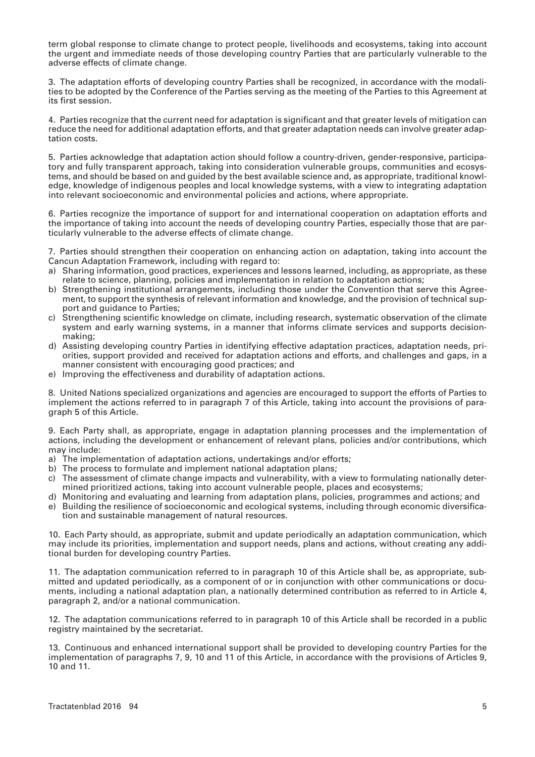term global response to climate change to protect people, livelihoods and ecosystems, taking into account the urgent and immediate needs of those developing country Parties that are particularly vulnerable to the adverse effects of climate change.

3. The adaptation efforts of developing country Parties shall be recognized, in accordance with the modalities to be adopted by the Conference of the Parties serving as the meeting of the Parties to this Agreement at its first session.

4. Parties recognize that the current need for adaptation is significant and that greater levels of mitigation can reduce the need for additional adaptation efforts, and that greater adaptation needs can involve greater adaptation costs.

5. Parties acknowledge that adaptation action should follow a country-driven, gender-responsive, participatory and fully transparent approach, taking into consideration vulnerable groups, communities and ecosystems, and should be based on and guided by the best available science and, as appropriate, traditional knowledge, knowledge of indigenous peoples and local knowledge systems, with a view to integrating adaptation into relevant socioeconomic and environmental policies and actions, where appropriate.

6. Parties recognize the importance of support for and international cooperation on adaptation efforts and the importance of taking into account the needs of developing country Parties, especially those that are particularly vulnerable to the adverse effects of climate change.

7. Parties should strengthen their cooperation on enhancing action on adaptation, taking into account the Cancun Adaptation Framework, including with regard to:

a) Sharing information, good practices, experiences and lessons learned, including, as appropriate, as these relate to science, planning, policies and implementation in relation to adaptation actions;
b) Strengthening institutional arrangements, including those under the Convention that serve this Agreement, to support the synthesis of relevant information and knowledge, and the provision of technical support and guidance to Parties;
c) Strengthening scientific knowledge on climate, including research, systematic observation of the climate system and early warning systems, in a manner that informs climate services and supports decision-making;
d) Assisting developing country Parties in identifying effective adaptation practices, adaptation needs, priorities, support provided and received for adaptation actions and efforts, and challenges and gaps, in a manner consistent with encouraging good practices; and
e) Improving the effectiveness and durability of adaptation actions.

8. United Nations specialized organizations and agencies are encouraged to support the efforts of Parties to implement the actions referred to in paragraph 7 of this Article, taking into account the provisions of paragraph 5 of this Article.

9. Each Party shall, as appropriate, engage in adaptation planning processes and the implementation of actions, including the development or enhancement of relevant plans, policies and/or contributions, which may include:

a) The implementation of adaptation actions, undertakings and/or efforts;
b) The process to formulate and implement national adaptation plans;
c) The assessment of climate change impacts and vulnerability, with a view to formulating nationally determined prioritized actions, taking into account vulnerable people, places and ecosystems;
d) Monitoring and evaluating and learning from adaptation plans, policies, programmes and actions; and
e) Building the resilience of socioeconomic and ecological systems, including through economic diversification and sustainable management of natural resources.

10. Each Party should, as appropriate, submit and update periodically an adaptation communication, which may include its priorities, implementation and support needs, plans and actions, without creating any additional burden for developing country Parties.

11. The adaptation communication referred to in paragraph 10 of this Article shall be, as appropriate, submitted and updated periodically, as a component of or in conjunction with other communications or documents, including a national adaptation plan, a nationally determined contribution as referred to in Article 4, paragraph 2, and/or a national communication.

12. The adaptation communications referred to in paragraph 10 of this Article shall be recorded in a public registry maintained by the secretariat.

13. Continuous and enhanced international support shall be provided to developing country Parties for the implementation of paragraphs 7, 9, 10 and 11 of this Article, in accordance with the provisions of Articles 9, 10 and 11.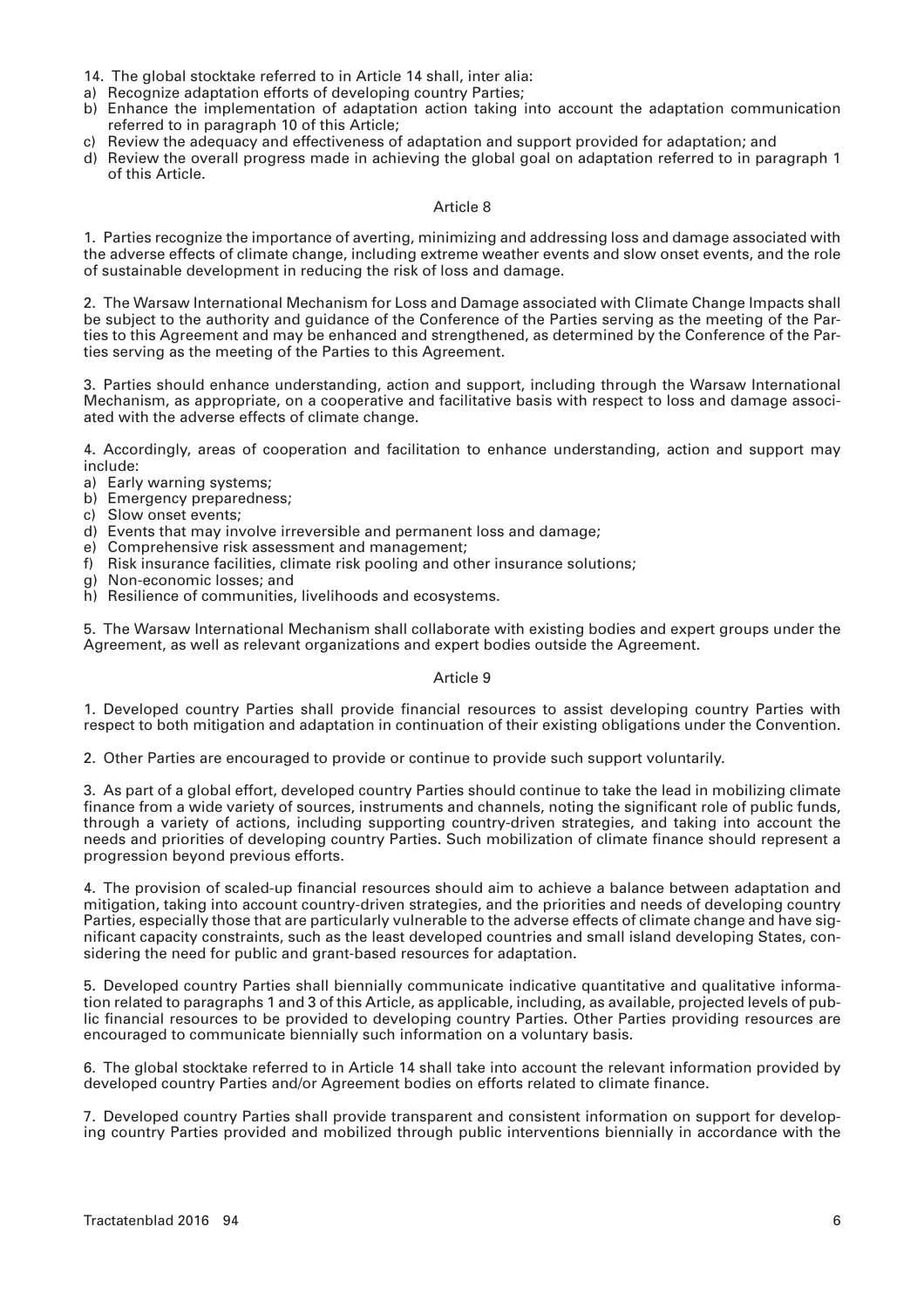14. The global stocktake referred to in Article 14 shall, inter alia:

a) Recognize adaptation efforts of developing country Parties;
b) Enhance the implementation of adaptation action taking into account the adaptation communication referred to in paragraph 10 of this Article;
c) Review the adequacy and effectiveness of adaptation and support provided for adaptation; and
d) Review the overall progress made in achieving the global goal on adaptation referred to in paragraph 1 of this Article.

## Article 8

1. Parties recognize the importance of averting, minimizing and addressing loss and damage associated with the adverse effects of climate change, including extreme weather events and slow onset events, and the role of sustainable development in reducing the risk of loss and damage.

2. The Warsaw International Mechanism for Loss and Damage associated with Climate Change Impacts shall be subject to the authority and guidance of the Conference of the Parties serving as the meeting of the Parties to this Agreement and may be enhanced and strengthened, as determined by the Conference of the Parties serving as the meeting of the Parties to this Agreement.

3. Parties should enhance understanding, action and support, including through the Warsaw International Mechanism, as appropriate, on a cooperative and facilitative basis with respect to loss and damage associated with the adverse effects of climate change.

4. Accordingly, areas of cooperation and facilitation to enhance understanding, action and support may include:

a) Early warning systems;
b) Emergency preparedness;
c) Slow onset events;
d) Events that may involve irreversible and permanent loss and damage;
e) Comprehensive risk assessment and management;
f) Risk insurance facilities, climate risk pooling and other insurance solutions;
g) Non-economic losses; and
h) Resilience of communities, livelihoods and ecosystems.

5. The Warsaw International Mechanism shall collaborate with existing bodies and expert groups under the Agreement, as well as relevant organizations and expert bodies outside the Agreement.

## Article 9

1. Developed country Parties shall provide financial resources to assist developing country Parties with respect to both mitigation and adaptation in continuation of their existing obligations under the Convention.

2. Other Parties are encouraged to provide or continue to provide such support voluntarily.

3. As part of a global effort, developed country Parties should continue to take the lead in mobilizing climate finance from a wide variety of sources, instruments and channels, noting the significant role of public funds, through a variety of actions, including supporting country-driven strategies, and taking into account the needs and priorities of developing country Parties. Such mobilization of climate finance should represent a progression beyond previous efforts.

4. The provision of scaled-up financial resources should aim to achieve a balance between adaptation and mitigation, taking into account country-driven strategies, and the priorities and needs of developing country Parties, especially those that are particularly vulnerable to the adverse effects of climate change and have significant capacity constraints, such as the least developed countries and small island developing States, considering the need for public and grant-based resources for adaptation.

5. Developed country Parties shall biennially communicate indicative quantitative and qualitative information related to paragraphs 1 and 3 of this Article, as applicable, including, as available, projected levels of public financial resources to be provided to developing country Parties. Other Parties providing resources are encouraged to communicate biennially such information on a voluntary basis.

6. The global stocktake referred to in Article 14 shall take into account the relevant information provided by developed country Parties and/or Agreement bodies on efforts related to climate finance.

7. Developed country Parties shall provide transparent and consistent information on support for developing country Parties provided and mobilized through public interventions biennially in accordance with the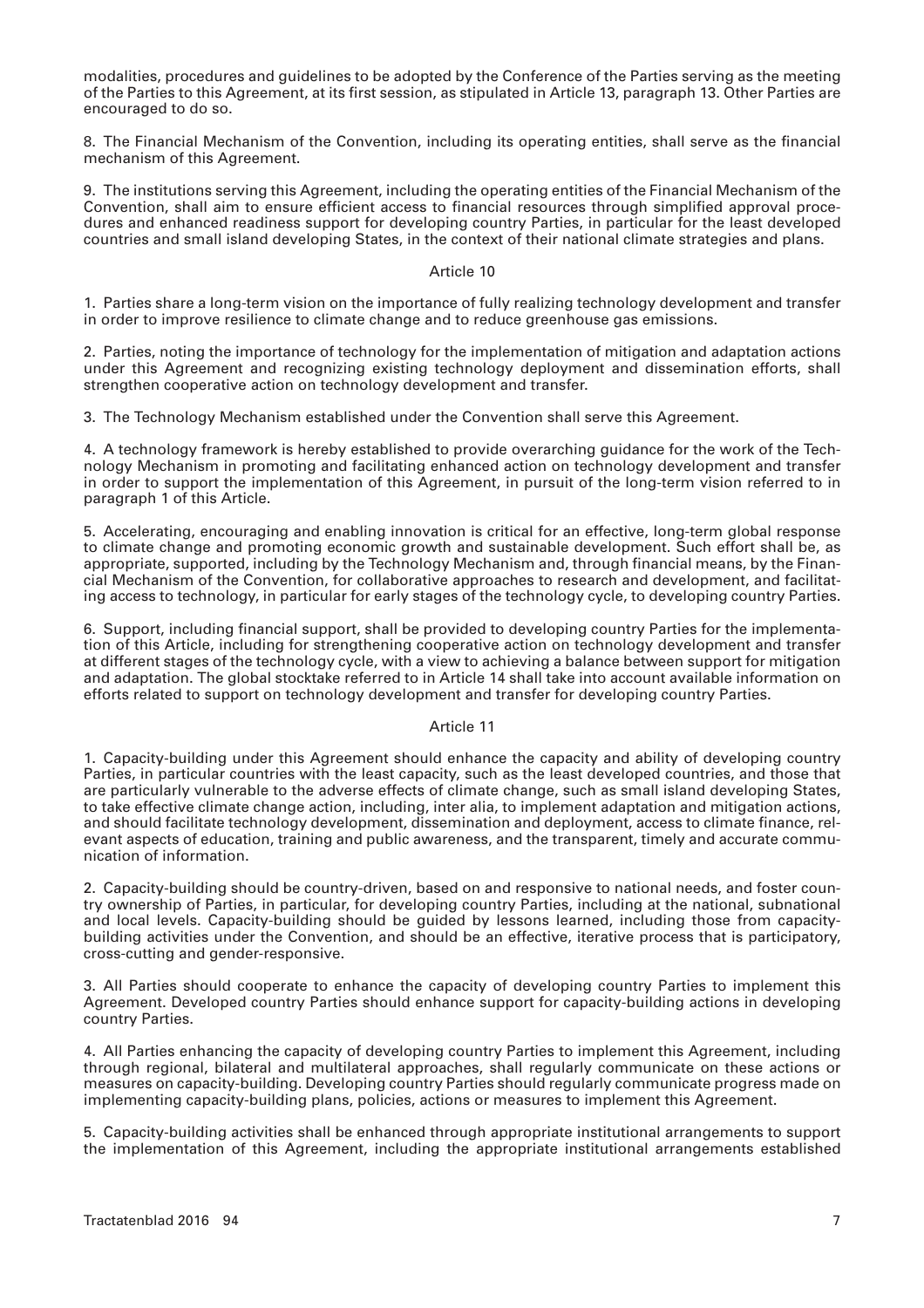modalities, procedures and guidelines to be adopted by the Conference of the Parties serving as the meeting of the Parties to this Agreement, at its first session, as stipulated in Article 13, paragraph 13. Other Parties are encouraged to do so.

8. The Financial Mechanism of the Convention, including its operating entities, shall serve as the financial mechanism of this Agreement.

9. The institutions serving this Agreement, including the operating entities of the Financial Mechanism of the Convention, shall aim to ensure efficient access to financial resources through simplified approval procedures and enhanced readiness support for developing country Parties, in particular for the least developed countries and small island developing States, in the context of their national climate strategies and plans.

Article 10

1. Parties share a long-term vision on the importance of fully realizing technology development and transfer in order to improve resilience to climate change and to reduce greenhouse gas emissions.

2. Parties, noting the importance of technology for the implementation of mitigation and adaptation actions under this Agreement and recognizing existing technology deployment and dissemination efforts, shall strengthen cooperative action on technology development and transfer.

3. The Technology Mechanism established under the Convention shall serve this Agreement.

4. A technology framework is hereby established to provide overarching guidance for the work of the Technology Mechanism in promoting and facilitating enhanced action on technology development and transfer in order to support the implementation of this Agreement, in pursuit of the long-term vision referred to in paragraph 1 of this Article.

5. Accelerating, encouraging and enabling innovation is critical for an effective, long-term global response to climate change and promoting economic growth and sustainable development. Such effort shall be, as appropriate, supported, including by the Technology Mechanism and, through financial means, by the Financial Mechanism of the Convention, for collaborative approaches to research and development, and facilitating access to technology, in particular for early stages of the technology cycle, to developing country Parties.

6. Support, including financial support, shall be provided to developing country Parties for the implementation of this Article, including for strengthening cooperative action on technology development and transfer at different stages of the technology cycle, with a view to achieving a balance between support for mitigation and adaptation. The global stocktake referred to in Article 14 shall take into account available information on efforts related to support on technology development and transfer for developing country Parties.

Article 11

1. Capacity-building under this Agreement should enhance the capacity and ability of developing country Parties, in particular countries with the least capacity, such as the least developed countries, and those that are particularly vulnerable to the adverse effects of climate change, such as small island developing States, to take effective climate change action, including, inter alia, to implement adaptation and mitigation actions, and should facilitate technology development, dissemination and deployment, access to climate finance, relevant aspects of education, training and public awareness, and the transparent, timely and accurate communication of information.

2. Capacity-building should be country-driven, based on and responsive to national needs, and foster country ownership of Parties, in particular, for developing country Parties, including at the national, subnational and local levels. Capacity-building should be guided by lessons learned, including those from capacity-building activities under the Convention, and should be an effective, iterative process that is participatory, cross-cutting and gender-responsive.

3. All Parties should cooperate to enhance the capacity of developing country Parties to implement this Agreement. Developed country Parties should enhance support for capacity-building actions in developing country Parties.

4. All Parties enhancing the capacity of developing country Parties to implement this Agreement, including through regional, bilateral and multilateral approaches, shall regularly communicate on these actions or measures on capacity-building. Developing country Parties should regularly communicate progress made on implementing capacity-building plans, policies, actions or measures to implement this Agreement.

5. Capacity-building activities shall be enhanced through appropriate institutional arrangements to support the implementation of this Agreement, including the appropriate institutional arrangements established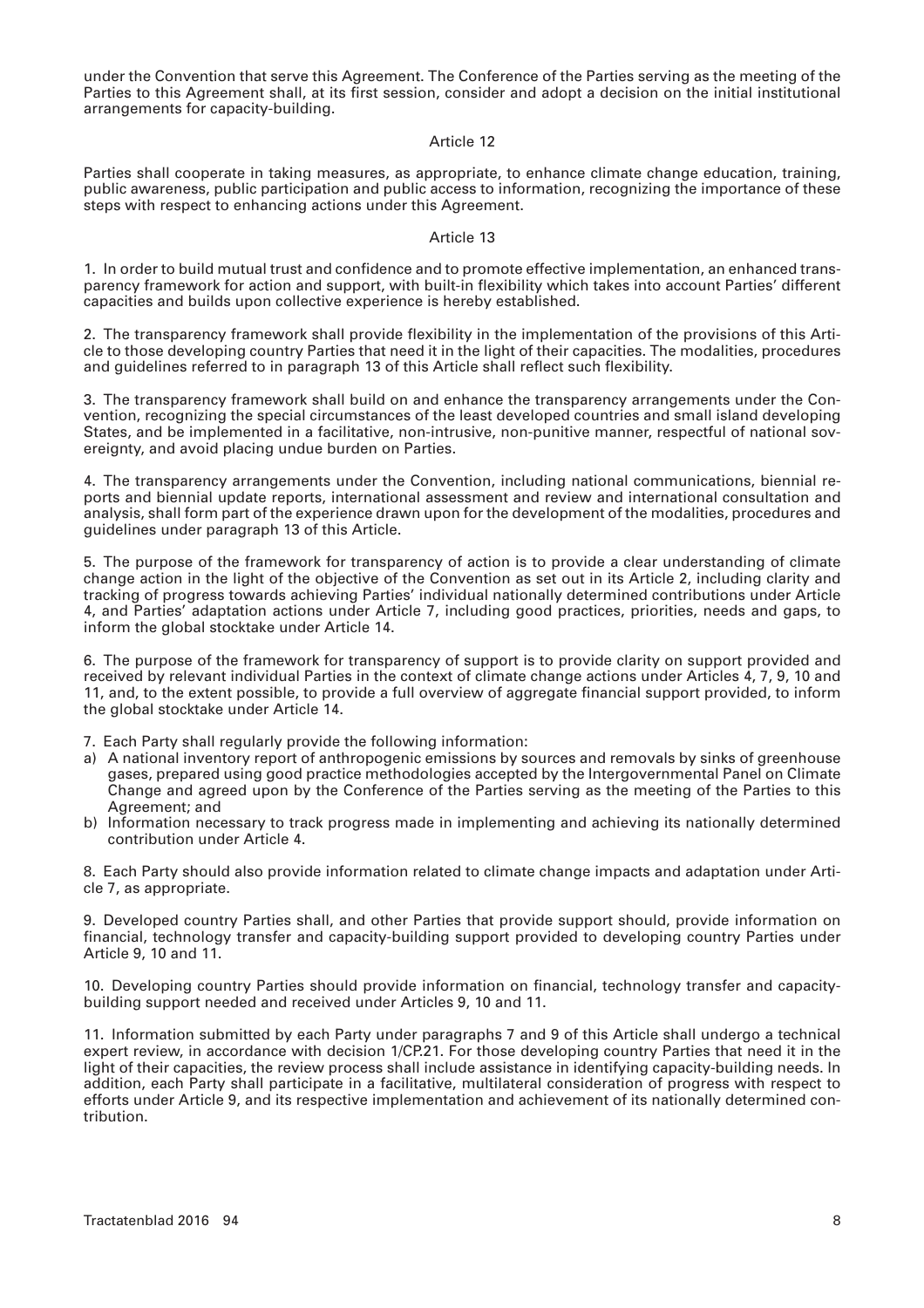under the Convention that serve this Agreement. The Conference of the Parties serving as the meeting of the Parties to this Agreement shall, at its first session, consider and adopt a decision on the initial institutional arrangements for capacity-building.

### Article 12

Parties shall cooperate in taking measures, as appropriate, to enhance climate change education, training, public awareness, public participation and public access to information, recognizing the importance of these steps with respect to enhancing actions under this Agreement.

### Article 13

1. In order to build mutual trust and confidence and to promote effective implementation, an enhanced transparency framework for action and support, with built-in flexibility which takes into account Parties' different capacities and builds upon collective experience is hereby established.

2. The transparency framework shall provide flexibility in the implementation of the provisions of this Article to those developing country Parties that need it in the light of their capacities. The modalities, procedures and guidelines referred to in paragraph 13 of this Article shall reflect such flexibility.

3. The transparency framework shall build on and enhance the transparency arrangements under the Convention, recognizing the special circumstances of the least developed countries and small island developing States, and be implemented in a facilitative, non-intrusive, non-punitive manner, respectful of national sovereignty, and avoid placing undue burden on Parties.

4. The transparency arrangements under the Convention, including national communications, biennial reports and biennial update reports, international assessment and review and international consultation and analysis, shall form part of the experience drawn upon for the development of the modalities, procedures and guidelines under paragraph 13 of this Article.

5. The purpose of the framework for transparency of action is to provide a clear understanding of climate change action in the light of the objective of the Convention as set out in its Article 2, including clarity and tracking of progress towards achieving Parties' individual nationally determined contributions under Article 4, and Parties' adaptation actions under Article 7, including good practices, priorities, needs and gaps, to inform the global stocktake under Article 14.

6. The purpose of the framework for transparency of support is to provide clarity on support provided and received by relevant individual Parties in the context of climate change actions under Articles 4, 7, 9, 10 and 11, and, to the extent possible, to provide a full overview of aggregate financial support provided, to inform the global stocktake under Article 14.

7. Each Party shall regularly provide the following information:

a) A national inventory report of anthropogenic emissions by sources and removals by sinks of greenhouse gases, prepared using good practice methodologies accepted by the Intergovernmental Panel on Climate Change and agreed upon by the Conference of the Parties serving as the meeting of the Parties to this Agreement; and
b) Information necessary to track progress made in implementing and achieving its nationally determined contribution under Article 4.

8. Each Party should also provide information related to climate change impacts and adaptation under Article 7, as appropriate.

9. Developed country Parties shall, and other Parties that provide support should, provide information on financial, technology transfer and capacity-building support provided to developing country Parties under Article 9, 10 and 11.

10. Developing country Parties should provide information on financial, technology transfer and capacity-building support needed and received under Articles 9, 10 and 11.

11. Information submitted by each Party under paragraphs 7 and 9 of this Article shall undergo a technical expert review, in accordance with decision 1/CP.21. For those developing country Parties that need it in the light of their capacities, the review process shall include assistance in identifying capacity-building needs. In addition, each Party shall participate in a facilitative, multilateral consideration of progress with respect to efforts under Article 9, and its respective implementation and achievement of its nationally determined contribution.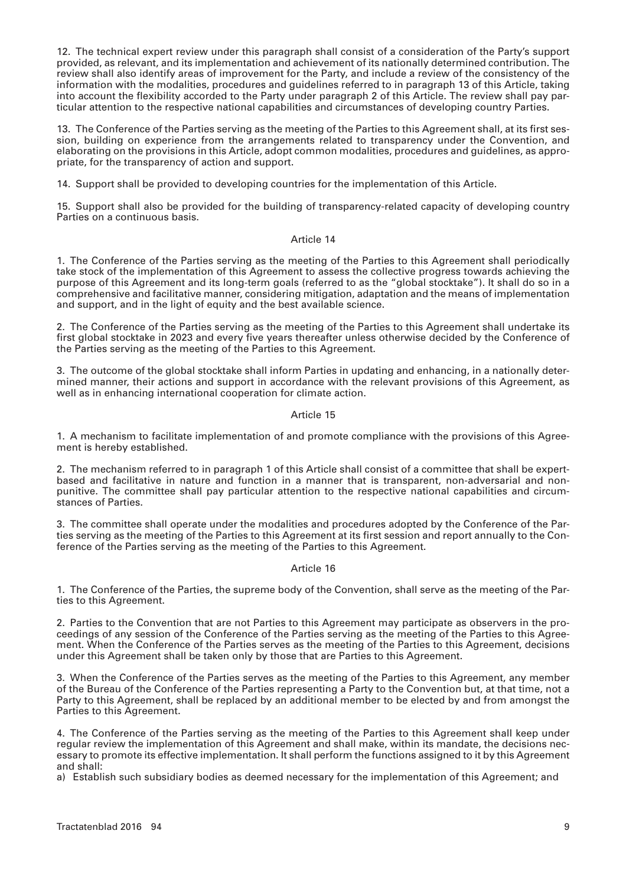12. The technical expert review under this paragraph shall consist of a consideration of the Party's support provided, as relevant, and its implementation and achievement of its nationally determined contribution. The review shall also identify areas of improvement for the Party, and include a review of the consistency of the information with the modalities, procedures and guidelines referred to in paragraph 13 of this Article, taking into account the flexibility accorded to the Party under paragraph 2 of this Article. The review shall pay particular attention to the respective national capabilities and circumstances of developing country Parties.

13. The Conference of the Parties serving as the meeting of the Parties to this Agreement shall, at its first session, building on experience from the arrangements related to transparency under the Convention, and elaborating on the provisions in this Article, adopt common modalities, procedures and guidelines, as appropriate, for the transparency of action and support.

14. Support shall be provided to developing countries for the implementation of this Article.

15. Support shall also be provided for the building of transparency-related capacity of developing country Parties on a continuous basis.

## Article 14

1. The Conference of the Parties serving as the meeting of the Parties to this Agreement shall periodically take stock of the implementation of this Agreement to assess the collective progress towards achieving the purpose of this Agreement and its long-term goals (referred to as the "global stocktake"). It shall do so in a comprehensive and facilitative manner, considering mitigation, adaptation and the means of implementation and support, and in the light of equity and the best available science.

2. The Conference of the Parties serving as the meeting of the Parties to this Agreement shall undertake its first global stocktake in 2023 and every five years thereafter unless otherwise decided by the Conference of the Parties serving as the meeting of the Parties to this Agreement.

3. The outcome of the global stocktake shall inform Parties in updating and enhancing, in a nationally determined manner, their actions and support in accordance with the relevant provisions of this Agreement, as well as in enhancing international cooperation for climate action.

## Article 15

1. A mechanism to facilitate implementation of and promote compliance with the provisions of this Agreement is hereby established.

2. The mechanism referred to in paragraph 1 of this Article shall consist of a committee that shall be expert-based and facilitative in nature and function in a manner that is transparent, non-adversarial and non-punitive. The committee shall pay particular attention to the respective national capabilities and circumstances of Parties.

3. The committee shall operate under the modalities and procedures adopted by the Conference of the Parties serving as the meeting of the Parties to this Agreement at its first session and report annually to the Conference of the Parties serving as the meeting of the Parties to this Agreement.

## Article 16

1. The Conference of the Parties, the supreme body of the Convention, shall serve as the meeting of the Parties to this Agreement.

2. Parties to the Convention that are not Parties to this Agreement may participate as observers in the proceedings of any session of the Conference of the Parties serving as the meeting of the Parties to this Agreement. When the Conference of the Parties serves as the meeting of the Parties to this Agreement, decisions under this Agreement shall be taken only by those that are Parties to this Agreement.

3. When the Conference of the Parties serves as the meeting of the Parties to this Agreement, any member of the Bureau of the Conference of the Parties representing a Party to the Convention but, at that time, not a Party to this Agreement, shall be replaced by an additional member to be elected by and from amongst the Parties to this Agreement.

4. The Conference of the Parties serving as the meeting of the Parties to this Agreement shall keep under regular review the implementation of this Agreement and shall make, within its mandate, the decisions necessary to promote its effective implementation. It shall perform the functions assigned to it by this Agreement and shall:

a) Establish such subsidiary bodies as deemed necessary for the implementation of this Agreement; and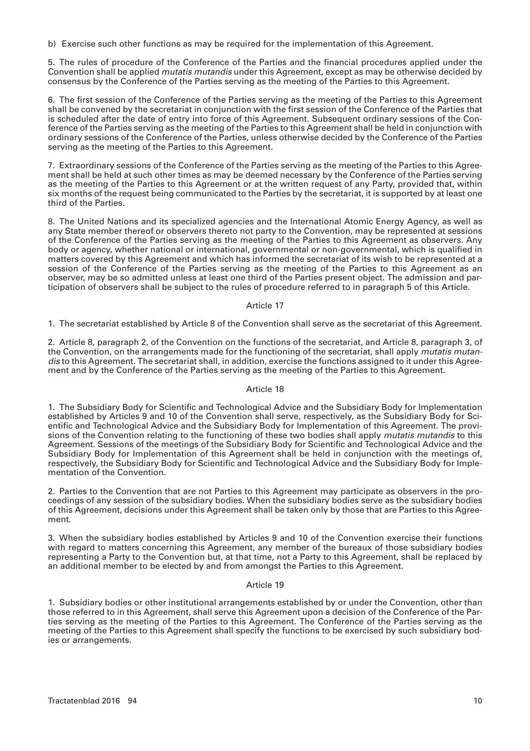b) Exercise such other functions as may be required for the implementation of this Agreement.

5. The rules of procedure of the Conference of the Parties and the financial procedures applied under the Convention shall be applied *mutatis mutandis* under this Agreement, except as may be otherwise decided by consensus by the Conference of the Parties serving as the meeting of the Parties to this Agreement.

6. The first session of the Conference of the Parties serving as the meeting of the Parties to this Agreement shall be convened by the secretariat in conjunction with the first session of the Conference of the Parties that is scheduled after the date of entry into force of this Agreement. Subsequent ordinary sessions of the Conference of the Parties serving as the meeting of the Parties to this Agreement shall be held in conjunction with ordinary sessions of the Conference of the Parties, unless otherwise decided by the Conference of the Parties serving as the meeting of the Parties to this Agreement.

7. Extraordinary sessions of the Conference of the Parties serving as the meeting of the Parties to this Agreement shall be held at such other times as may be deemed necessary by the Conference of the Parties serving as the meeting of the Parties to this Agreement or at the written request of any Party, provided that, within six months of the request being communicated to the Parties by the secretariat, it is supported by at least one third of the Parties.

8. The United Nations and its specialized agencies and the International Atomic Energy Agency, as well as any State member thereof or observers thereto not party to the Convention, may be represented at sessions of the Conference of the Parties serving as the meeting of the Parties to this Agreement as observers. Any body or agency, whether national or international, governmental or non-governmental, which is qualified in matters covered by this Agreement and which has informed the secretariat of its wish to be represented at a session of the Conference of the Parties serving as the meeting of the Parties to this Agreement as an observer, may be so admitted unless at least one third of the Parties present object. The admission and participation of observers shall be subject to the rules of procedure referred to in paragraph 5 of this Article.

## Article 17

1. The secretariat established by Article 8 of the Convention shall serve as the secretariat of this Agreement.

2. Article 8, paragraph 2, of the Convention on the functions of the secretariat, and Article 8, paragraph 3, of the Convention, on the arrangements made for the functioning of the secretariat, shall apply *mutatis mutandis* to this Agreement. The secretariat shall, in addition, exercise the functions assigned to it under this Agreement and by the Conference of the Parties serving as the meeting of the Parties to this Agreement.

## Article 18

1. The Subsidiary Body for Scientific and Technological Advice and the Subsidiary Body for Implementation established by Articles 9 and 10 of the Convention shall serve, respectively, as the Subsidiary Body for Scientific and Technological Advice and the Subsidiary Body for Implementation of this Agreement. The provisions of the Convention relating to the functioning of these two bodies shall apply *mutatis mutandis* to this Agreement. Sessions of the meetings of the Subsidiary Body for Scientific and Technological Advice and the Subsidiary Body for Implementation of this Agreement shall be held in conjunction with the meetings of, respectively, the Subsidiary Body for Scientific and Technological Advice and the Subsidiary Body for Implementation of the Convention.

2. Parties to the Convention that are not Parties to this Agreement may participate as observers in the proceedings of any session of the subsidiary bodies. When the subsidiary bodies serve as the subsidiary bodies of this Agreement, decisions under this Agreement shall be taken only by those that are Parties to this Agreement.

3. When the subsidiary bodies established by Articles 9 and 10 of the Convention exercise their functions with regard to matters concerning this Agreement, any member of the bureaux of those subsidiary bodies representing a Party to the Convention but, at that time, not a Party to this Agreement, shall be replaced by an additional member to be elected by and from amongst the Parties to this Agreement.

## Article 19

1. Subsidiary bodies or other institutional arrangements established by or under the Convention, other than those referred to in this Agreement, shall serve this Agreement upon a decision of the Conference of the Parties serving as the meeting of the Parties to this Agreement. The Conference of the Parties serving as the meeting of the Parties to this Agreement shall specify the functions to be exercised by such subsidiary bodies or arrangements.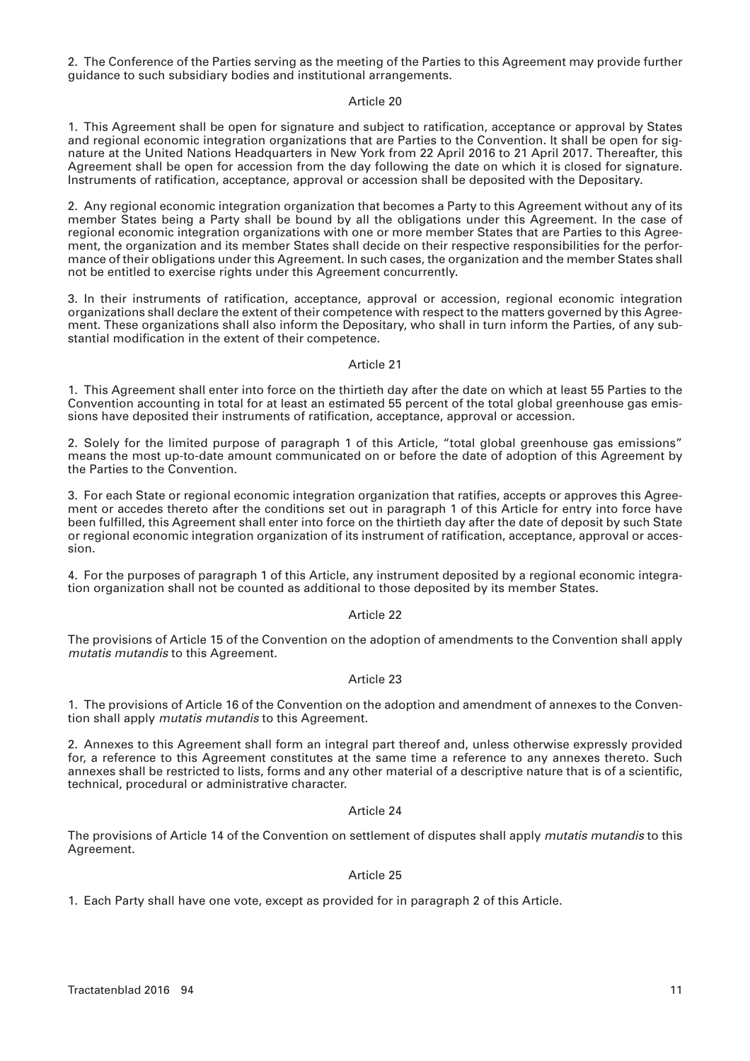2. The Conference of the Parties serving as the meeting of the Parties to this Agreement may provide further guidance to such subsidiary bodies and institutional arrangements.

Article 20

1. This Agreement shall be open for signature and subject to ratification, acceptance or approval by States and regional economic integration organizations that are Parties to the Convention. It shall be open for signature at the United Nations Headquarters in New York from 22 April 2016 to 21 April 2017. Thereafter, this Agreement shall be open for accession from the day following the date on which it is closed for signature. Instruments of ratification, acceptance, approval or accession shall be deposited with the Depositary.

2. Any regional economic integration organization that becomes a Party to this Agreement without any of its member States being a Party shall be bound by all the obligations under this Agreement. In the case of regional economic integration organizations with one or more member States that are Parties to this Agreement, the organization and its member States shall decide on their respective responsibilities for the performance of their obligations under this Agreement. In such cases, the organization and the member States shall not be entitled to exercise rights under this Agreement concurrently.

3. In their instruments of ratification, acceptance, approval or accession, regional economic integration organizations shall declare the extent of their competence with respect to the matters governed by this Agreement. These organizations shall also inform the Depositary, who shall in turn inform the Parties, of any substantial modification in the extent of their competence.

Article 21

1. This Agreement shall enter into force on the thirtieth day after the date on which at least 55 Parties to the Convention accounting in total for at least an estimated 55 percent of the total global greenhouse gas emissions have deposited their instruments of ratification, acceptance, approval or accession.

2. Solely for the limited purpose of paragraph 1 of this Article, "total global greenhouse gas emissions" means the most up-to-date amount communicated on or before the date of adoption of this Agreement by the Parties to the Convention.

3. For each State or regional economic integration organization that ratifies, accepts or approves this Agreement or accedes thereto after the conditions set out in paragraph 1 of this Article for entry into force have been fulfilled, this Agreement shall enter into force on the thirtieth day after the date of deposit by such State or regional economic integration organization of its instrument of ratification, acceptance, approval or accession.

4. For the purposes of paragraph 1 of this Article, any instrument deposited by a regional economic integration organization shall not be counted as additional to those deposited by its member States.

Article 22

The provisions of Article 15 of the Convention on the adoption of amendments to the Convention shall apply *mutatis mutandis* to this Agreement.

Article 23

1. The provisions of Article 16 of the Convention on the adoption and amendment of annexes to the Convention shall apply *mutatis mutandis* to this Agreement.

2. Annexes to this Agreement shall form an integral part thereof and, unless otherwise expressly provided for, a reference to this Agreement constitutes at the same time a reference to any annexes thereto. Such annexes shall be restricted to lists, forms and any other material of a descriptive nature that is of a scientific, technical, procedural or administrative character.

Article 24

The provisions of Article 14 of the Convention on settlement of disputes shall apply *mutatis mutandis* to this Agreement.

Article 25

1. Each Party shall have one vote, except as provided for in paragraph 2 of this Article.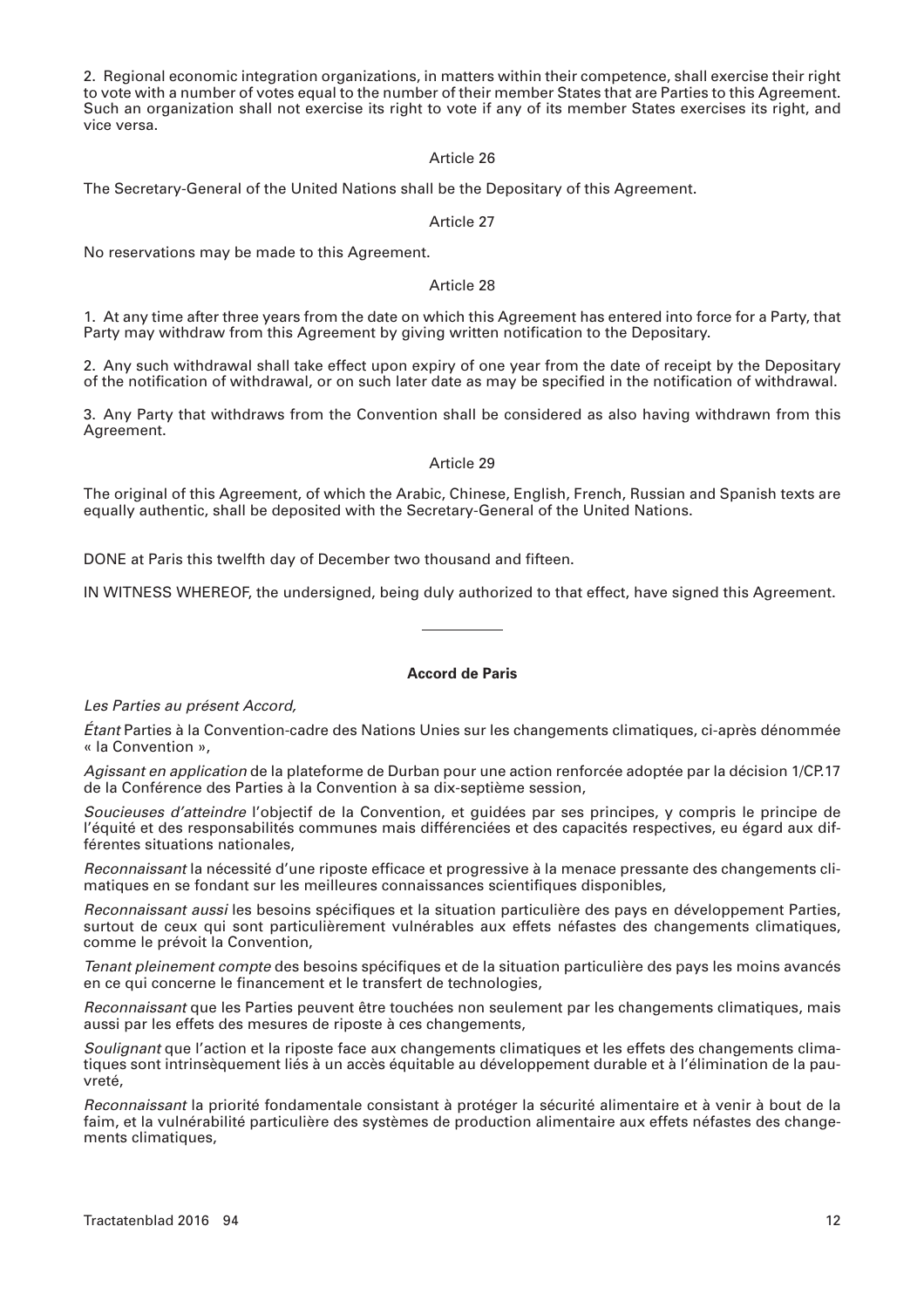2. Regional economic integration organizations, in matters within their competence, shall exercise their right to vote with a number of votes equal to the number of their member States that are Parties to this Agreement. Such an organization shall not exercise its right to vote if any of its member States exercises its right, and vice versa.

Article 26

The Secretary-General of the United Nations shall be the Depositary of this Agreement.

Article 27

No reservations may be made to this Agreement.

Article 28

1. At any time after three years from the date on which this Agreement has entered into force for a Party, that Party may withdraw from this Agreement by giving written notification to the Depositary.

2. Any such withdrawal shall take effect upon expiry of one year from the date of receipt by the Depositary of the notification of withdrawal, or on such later date as may be specified in the notification of withdrawal.

3. Any Party that withdraws from the Convention shall be considered as also having withdrawn from this Agreement.

Article 29

The original of this Agreement, of which the Arabic, Chinese, English, French, Russian and Spanish texts are equally authentic, shall be deposited with the Secretary-General of the United Nations.

DONE at Paris this twelfth day of December two thousand and fifteen.

IN WITNESS WHEREOF, the undersigned, being duly authorized to that effect, have signed this Agreement.

---

**Accord de Paris**

*Les Parties au présent Accord,*

*Étant* Parties à la Convention-cadre des Nations Unies sur les changements climatiques, ci-après dénommée « la Convention »,

*Agissant en application* de la plateforme de Durban pour une action renforcée adoptée par la décision 1/CP.17 de la Conférence des Parties à la Convention à sa dix-septième session,

*Soucieuses d'atteindre* l'objectif de la Convention, et guidées par ses principes, y compris le principe de l'équité et des responsabilités communes mais différenciées et des capacités respectives, eu égard aux différentes situations nationales,

*Reconnaissant* la nécessité d'une riposte efficace et progressive à la menace pressante des changements climatiques en se fondant sur les meilleures connaissances scientifiques disponibles,

*Reconnaissant aussi* les besoins spécifiques et la situation particulière des pays en développement Parties, surtout de ceux qui sont particulièrement vulnérables aux effets néfastes des changements climatiques, comme le prévoit la Convention,

*Tenant pleinement compte* des besoins spécifiques et de la situation particulière des pays les moins avancés en ce qui concerne le financement et le transfert de technologies,

*Reconnaissant* que les Parties peuvent être touchées non seulement par les changements climatiques, mais aussi par les effets des mesures de riposte à ces changements,

*Soulignant* que l'action et la riposte face aux changements climatiques et les effets des changements climatiques sont intrinsèquement liés à un accès équitable au développement durable et à l'élimination de la pauvreté,

*Reconnaissant* la priorité fondamentale consistant à protéger la sécurité alimentaire et à venir à bout de la faim, et la vulnérabilité particulière des systèmes de production alimentaire aux effets néfastes des changements climatiques,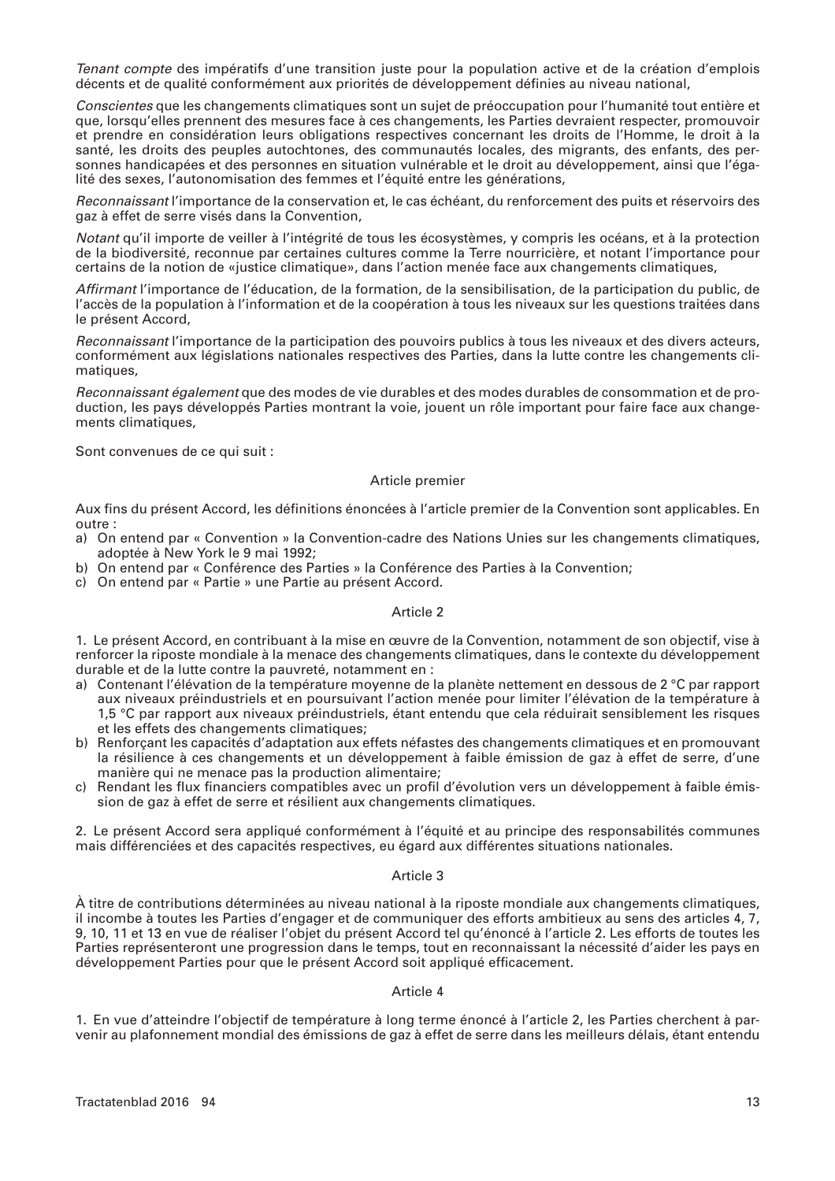*Tenant compte* des impératifs d'une transition juste pour la population active et de la création d'emplois décents et de qualité conformément aux priorités de développement définies au niveau national,

*Conscientes* que les changements climatiques sont un sujet de préoccupation pour l'humanité tout entière et que, lorsqu'elles prennent des mesures face à ces changements, les Parties devraient respecter, promouvoir et prendre en considération leurs obligations respectives concernant les droits de l'Homme, le droit à la santé, les droits des peuples autochtones, des communautés locales, des migrants, des enfants, des personnes handicapées et des personnes en situation vulnérable et le droit au développement, ainsi que l'égalité des sexes, l'autonomisation des femmes et l'équité entre les générations,

*Reconnaissant* l'importance de la conservation et, le cas échéant, du renforcement des puits et réservoirs des gaz à effet de serre visés dans la Convention,

*Notant* qu'il importe de veiller à l'intégrité de tous les écosystèmes, y compris les océans, et à la protection de la biodiversité, reconnue par certaines cultures comme la Terre nourricière, et notant l'importance pour certains de la notion de «justice climatique», dans l'action menée face aux changements climatiques,

*Affirmant* l'importance de l'éducation, de la formation, de la sensibilisation, de la participation du public, de l'accès de la population à l'information et de la coopération à tous les niveaux sur les questions traitées dans le présent Accord,

*Reconnaissant* l'importance de la participation des pouvoirs publics à tous les niveaux et des divers acteurs, conformément aux législations nationales respectives des Parties, dans la lutte contre les changements climatiques,

*Reconnaissant également* que des modes de vie durables et des modes durables de consommation et de production, les pays développés Parties montrant la voie, jouent un rôle important pour faire face aux changements climatiques,

Sont convenues de ce qui suit :

### Article premier

Aux fins du présent Accord, les définitions énoncées à l'article premier de la Convention sont applicables. En outre :

a) On entend par « Convention » la Convention-cadre des Nations Unies sur les changements climatiques, adoptée à New York le 9 mai 1992;
b) On entend par « Conférence des Parties » la Conférence des Parties à la Convention;
c) On entend par « Partie » une Partie au présent Accord.

### Article 2

1. Le présent Accord, en contribuant à la mise en œuvre de la Convention, notamment de son objectif, vise à renforcer la riposte mondiale à la menace des changements climatiques, dans le contexte du développement durable et de la lutte contre la pauvreté, notamment en :

a) Contenant l'élévation de la température moyenne de la planète nettement en dessous de 2 °C par rapport aux niveaux préindustriels et en poursuivant l'action menée pour limiter l'élévation de la température à 1,5 °C par rapport aux niveaux préindustriels, étant entendu que cela réduirait sensiblement les risques et les effets des changements climatiques;
b) Renforçant les capacités d'adaptation aux effets néfastes des changements climatiques et en promouvant la résilience à ces changements et un développement à faible émission de gaz à effet de serre, d'une manière qui ne menace pas la production alimentaire;
c) Rendant les flux financiers compatibles avec un profil d'évolution vers un développement à faible émission de gaz à effet de serre et résilient aux changements climatiques.

2. Le présent Accord sera appliqué conformément à l'équité et au principe des responsabilités communes mais différenciées et des capacités respectives, eu égard aux différentes situations nationales.

### Article 3

À titre de contributions déterminées au niveau national à la riposte mondiale aux changements climatiques, il incombe à toutes les Parties d'engager et de communiquer des efforts ambitieux au sens des articles 4, 7, 9, 10, 11 et 13 en vue de réaliser l'objet du présent Accord tel qu'énoncé à l'article 2. Les efforts de toutes les Parties représenteront une progression dans le temps, tout en reconnaissant la nécessité d'aider les pays en développement Parties pour que le présent Accord soit appliqué efficacement.

### Article 4

1. En vue d'atteindre l'objectif de température à long terme énoncé à l'article 2, les Parties cherchent à parvenir au plafonnement mondial des émissions de gaz à effet de serre dans les meilleurs délais, étant entendu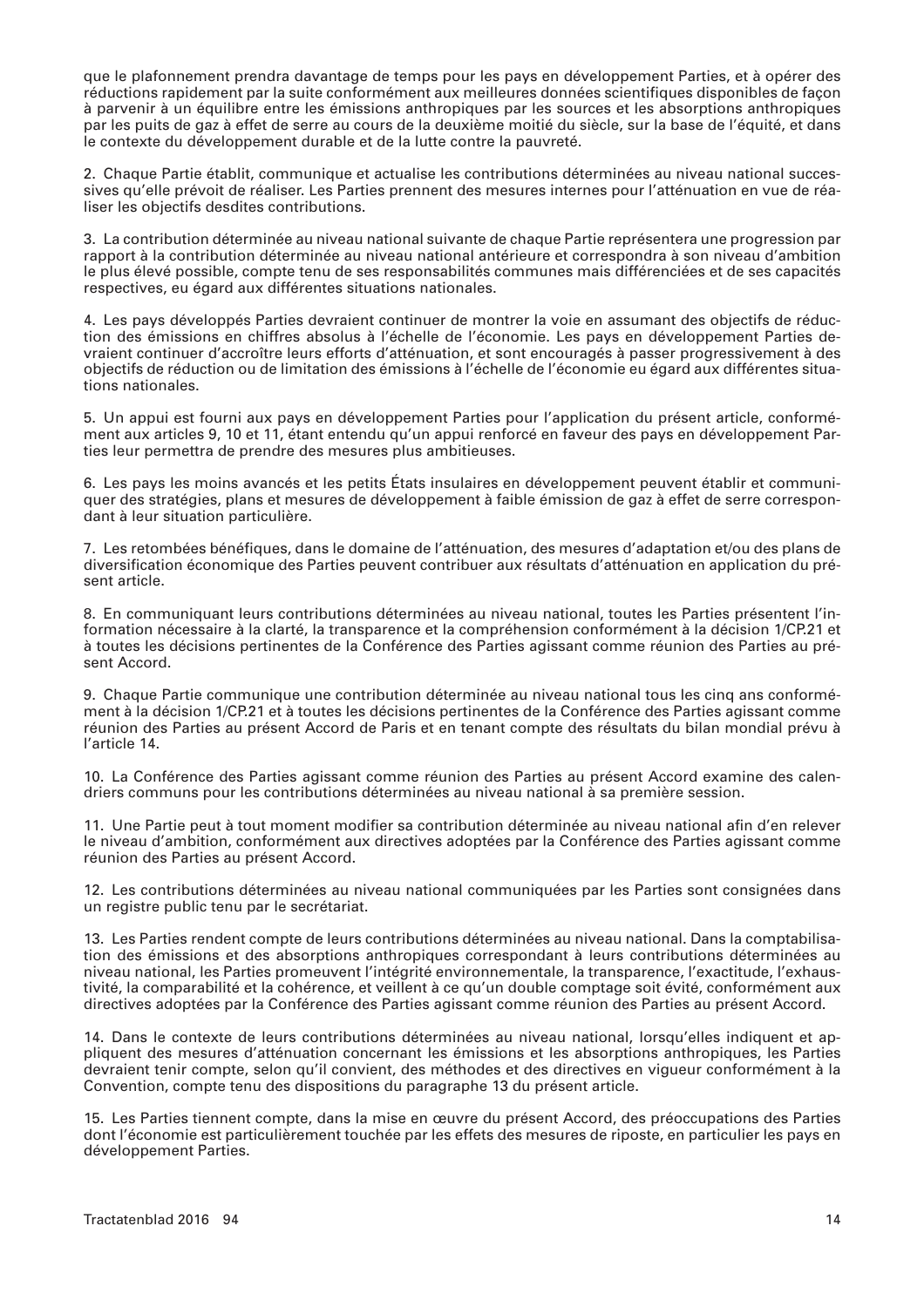que le plafonnement prendra davantage de temps pour les pays en développement Parties, et à opérer des réductions rapidement par la suite conformément aux meilleures données scientifiques disponibles de façon à parvenir à un équilibre entre les émissions anthropiques par les sources et les absorptions anthropiques par les puits de gaz à effet de serre au cours de la deuxième moitié du siècle, sur la base de l'équité, et dans le contexte du développement durable et de la lutte contre la pauvreté.

2. Chaque Partie établit, communique et actualise les contributions déterminées au niveau national successives qu'elle prévoit de réaliser. Les Parties prennent des mesures internes pour l'atténuation en vue de réaliser les objectifs desdites contributions.

3. La contribution déterminée au niveau national suivante de chaque Partie représentera une progression par rapport à la contribution déterminée au niveau national antérieure et correspondra à son niveau d'ambition le plus élevé possible, compte tenu de ses responsabilités communes mais différenciées et de ses capacités respectives, eu égard aux différentes situations nationales.

4. Les pays développés Parties devraient continuer de montrer la voie en assumant des objectifs de réduction des émissions en chiffres absolus à l'échelle de l'économie. Les pays en développement Parties devraient continuer d'accroître leurs efforts d'atténuation, et sont encouragés à passer progressivement à des objectifs de réduction ou de limitation des émissions à l'échelle de l'économie eu égard aux différentes situations nationales.

5. Un appui est fourni aux pays en développement Parties pour l'application du présent article, conformément aux articles 9, 10 et 11, étant entendu qu'un appui renforcé en faveur des pays en développement Parties leur permettra de prendre des mesures plus ambitieuses.

6. Les pays les moins avancés et les petits États insulaires en développement peuvent établir et communiquer des stratégies, plans et mesures de développement à faible émission de gaz à effet de serre correspondant à leur situation particulière.

7. Les retombées bénéfiques, dans le domaine de l'atténuation, des mesures d'adaptation et/ou des plans de diversification économique des Parties peuvent contribuer aux résultats d'atténuation en application du présent article.

8. En communiquant leurs contributions déterminées au niveau national, toutes les Parties présentent l'information nécessaire à la clarté, la transparence et la compréhension conformément à la décision 1/CP.21 et à toutes les décisions pertinentes de la Conférence des Parties agissant comme réunion des Parties au présent Accord.

9. Chaque Partie communique une contribution déterminée au niveau national tous les cinq ans conformément à la décision 1/CP.21 et à toutes les décisions pertinentes de la Conférence des Parties agissant comme réunion des Parties au présent Accord de Paris et en tenant compte des résultats du bilan mondial prévu à l'article 14.

10. La Conférence des Parties agissant comme réunion des Parties au présent Accord examine des calendriers communs pour les contributions déterminées au niveau national à sa première session.

11. Une Partie peut à tout moment modifier sa contribution déterminée au niveau national afin d'en relever le niveau d'ambition, conformément aux directives adoptées par la Conférence des Parties agissant comme réunion des Parties au présent Accord.

12. Les contributions déterminées au niveau national communiquées par les Parties sont consignées dans un registre public tenu par le secrétariat.

13. Les Parties rendent compte de leurs contributions déterminées au niveau national. Dans la comptabilisation des émissions et des absorptions anthropiques correspondant à leurs contributions déterminées au niveau national, les Parties promeuvent l'intégrité environnementale, la transparence, l'exactitude, l'exhaustivité, la comparabilité et la cohérence, et veillent à ce qu'un double comptage soit évité, conformément aux directives adoptées par la Conférence des Parties agissant comme réunion des Parties au présent Accord.

14. Dans le contexte de leurs contributions déterminées au niveau national, lorsqu'elles indiquent et appliquent des mesures d'atténuation concernant les émissions et les absorptions anthropiques, les Parties devraient tenir compte, selon qu'il convient, des méthodes et des directives en vigueur conformément à la Convention, compte tenu des dispositions du paragraphe 13 du présent article.

15. Les Parties tiennent compte, dans la mise en œuvre du présent Accord, des préoccupations des Parties dont l'économie est particulièrement touchée par les effets des mesures de riposte, en particulier les pays en développement Parties.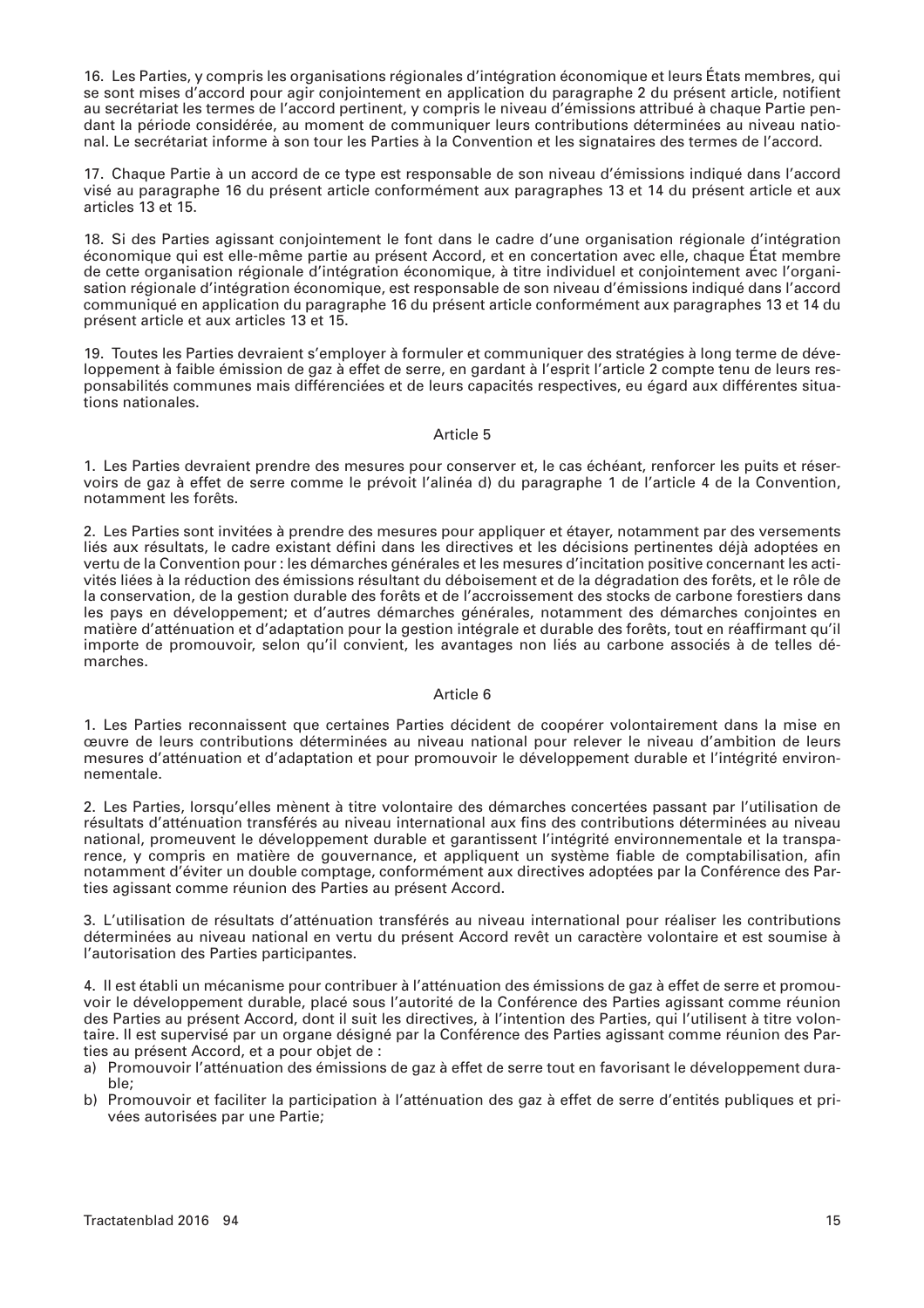16. Les Parties, y compris les organisations régionales d’intégration économique et leurs États membres, qui se sont mises d’accord pour agir conjointement en application du paragraphe 2 du présent article, notifient au secrétariat les termes de l’accord pertinent, y compris le niveau d’émissions attribué à chaque Partie pendant la période considérée, au moment de communiquer leurs contributions déterminées au niveau national. Le secrétariat informe à son tour les Parties à la Convention et les signataires des termes de l’accord.

17. Chaque Partie à un accord de ce type est responsable de son niveau d’émissions indiqué dans l’accord visé au paragraphe 16 du présent article conformément aux paragraphes 13 et 14 du présent article et aux articles 13 et 15.

18. Si des Parties agissant conjointement le font dans le cadre d’une organisation régionale d’intégration économique qui est elle-même partie au présent Accord, et en concertation avec elle, chaque État membre de cette organisation régionale d’intégration économique, à titre individuel et conjointement avec l’organisation régionale d’intégration économique, est responsable de son niveau d’émissions indiqué dans l’accord communiqué en application du paragraphe 16 du présent article conformément aux paragraphes 13 et 14 du présent article et aux articles 13 et 15.

19. Toutes les Parties devraient s’employer à formuler et communiquer des stratégies à long terme de développement à faible émission de gaz à effet de serre, en gardant à l’esprit l’article 2 compte tenu de leurs responsabilités communes mais différenciées et de leurs capacités respectives, eu égard aux différentes situations nationales.

## Article 5

1. Les Parties devraient prendre des mesures pour conserver et, le cas échéant, renforcer les puits et réservoirs de gaz à effet de serre comme le prévoit l’alinéa d) du paragraphe 1 de l’article 4 de la Convention, notamment les forêts.

2. Les Parties sont invitées à prendre des mesures pour appliquer et étayer, notamment par des versements liés aux résultats, le cadre existant défini dans les directives et les décisions pertinentes déjà adoptées en vertu de la Convention pour : les démarches générales et les mesures d’incitation positive concernant les activités liées à la réduction des émissions résultant du déboisement et de la dégradation des forêts, et le rôle de la conservation, de la gestion durable des forêts et de l’accroissement des stocks de carbone forestiers dans les pays en développement; et d’autres démarches générales, notamment des démarches conjointes en matière d’atténuation et d’adaptation pour la gestion intégrale et durable des forêts, tout en réaffirmant qu’il importe de promouvoir, selon qu’il convient, les avantages non liés au carbone associés à de telles démarches.

## Article 6

1. Les Parties reconnaissent que certaines Parties décident de coopérer volontairement dans la mise en œuvre de leurs contributions déterminées au niveau national pour relever le niveau d’ambition de leurs mesures d’atténuation et d’adaptation et pour promouvoir le développement durable et l’intégrité environnementale.

2. Les Parties, lorsqu’elles mènent à titre volontaire des démarches concertées passant par l’utilisation de résultats d’atténuation transférés au niveau international aux fins des contributions déterminées au niveau national, promeuvent le développement durable et garantissent l’intégrité environnementale et la transparence, y compris en matière de gouvernance, et appliquent un système fiable de comptabilisation, afin notamment d’éviter un double comptage, conformément aux directives adoptées par la Conférence des Parties agissant comme réunion des Parties au présent Accord.

3. L’utilisation de résultats d’atténuation transférés au niveau international pour réaliser les contributions déterminées au niveau national en vertu du présent Accord revêt un caractère volontaire et est soumise à l’autorisation des Parties participantes.

4. Il est établi un mécanisme pour contribuer à l’atténuation des émissions de gaz à effet de serre et promouvoir le développement durable, placé sous l’autorité de la Conférence des Parties agissant comme réunion des Parties au présent Accord, dont il suit les directives, à l’intention des Parties, qui l’utilisent à titre volontaire. Il est supervisé par un organe désigné par la Conférence des Parties agissant comme réunion des Parties au présent Accord, et a pour objet de :

a) Promouvoir l’atténuation des émissions de gaz à effet de serre tout en favorisant le développement durable;
b) Promouvoir et faciliter la participation à l’atténuation des gaz à effet de serre d’entités publiques et privées autorisées par une Partie;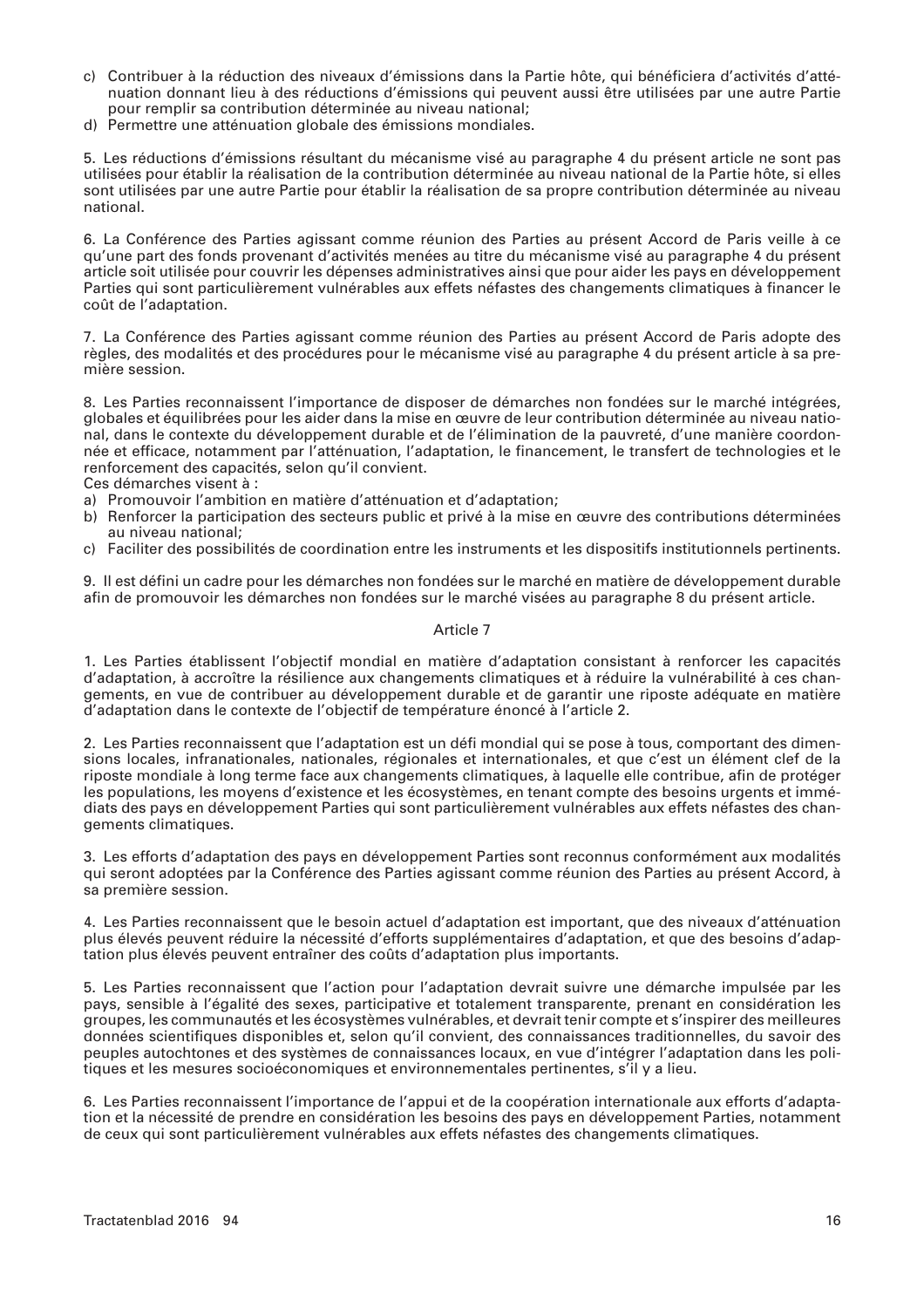c) Contribuer à la réduction des niveaux d'émissions dans la Partie hôte, qui bénéficiera d'activités d'atténuation donnant lieu à des réductions d'émissions qui peuvent aussi être utilisées par une autre Partie pour remplir sa contribution déterminée au niveau national;
d) Permettre une atténuation globale des émissions mondiales.

5. Les réductions d'émissions résultant du mécanisme visé au paragraphe 4 du présent article ne sont pas utilisées pour établir la réalisation de la contribution déterminée au niveau national de la Partie hôte, si elles sont utilisées par une autre Partie pour établir la réalisation de sa propre contribution déterminée au niveau national.

6. La Conférence des Parties agissant comme réunion des Parties au présent Accord de Paris veille à ce qu'une part des fonds provenant d'activités menées au titre du mécanisme visé au paragraphe 4 du présent article soit utilisée pour couvrir les dépenses administratives ainsi que pour aider les pays en développement Parties qui sont particulièrement vulnérables aux effets néfastes des changements climatiques à financer le coût de l'adaptation.

7. La Conférence des Parties agissant comme réunion des Parties au présent Accord de Paris adopte des règles, des modalités et des procédures pour le mécanisme visé au paragraphe 4 du présent article à sa première session.

8. Les Parties reconnaissent l'importance de disposer de démarches non fondées sur le marché intégrées, globales et équilibrées pour les aider dans la mise en œuvre de leur contribution déterminée au niveau national, dans le contexte du développement durable et de l'élimination de la pauvreté, d'une manière coordonnée et efficace, notamment par l'atténuation, l'adaptation, le financement, le transfert de technologies et le renforcement des capacités, selon qu'il convient.
Ces démarches visent à :
a) Promouvoir l'ambition en matière d'atténuation et d'adaptation;
b) Renforcer la participation des secteurs public et privé à la mise en œuvre des contributions déterminées au niveau national;
c) Faciliter des possibilités de coordination entre les instruments et les dispositifs institutionnels pertinents.

9. Il est défini un cadre pour les démarches non fondées sur le marché en matière de développement durable afin de promouvoir les démarches non fondées sur le marché visées au paragraphe 8 du présent article.

## Article 7

1. Les Parties établissent l'objectif mondial en matière d'adaptation consistant à renforcer les capacités d'adaptation, à accroître la résilience aux changements climatiques et à réduire la vulnérabilité à ces changements, en vue de contribuer au développement durable et de garantir une riposte adéquate en matière d'adaptation dans le contexte de l'objectif de température énoncé à l'article 2.

2. Les Parties reconnaissent que l'adaptation est un défi mondial qui se pose à tous, comportant des dimensions locales, infranationales, nationales, régionales et internationales, et que c'est un élément clef de la riposte mondiale à long terme face aux changements climatiques, à laquelle elle contribue, afin de protéger les populations, les moyens d'existence et les écosystèmes, en tenant compte des besoins urgents et immédiats des pays en développement Parties qui sont particulièrement vulnérables aux effets néfastes des changements climatiques.

3. Les efforts d'adaptation des pays en développement Parties sont reconnus conformément aux modalités qui seront adoptées par la Conférence des Parties agissant comme réunion des Parties au présent Accord, à sa première session.

4. Les Parties reconnaissent que le besoin actuel d'adaptation est important, que des niveaux d'atténuation plus élevés peuvent réduire la nécessité d'efforts supplémentaires d'adaptation, et que des besoins d'adaptation plus élevés peuvent entraîner des coûts d'adaptation plus importants.

5. Les Parties reconnaissent que l'action pour l'adaptation devrait suivre une démarche impulsée par les pays, sensible à l'égalité des sexes, participative et totalement transparente, prenant en considération les groupes, les communautés et les écosystèmes vulnérables, et devrait tenir compte et s'inspirer des meilleures données scientifiques disponibles et, selon qu'il convient, des connaissances traditionnelles, du savoir des peuples autochtones et des systèmes de connaissances locaux, en vue d'intégrer l'adaptation dans les politiques et les mesures socioéconomiques et environnementales pertinentes, s'il y a lieu.

6. Les Parties reconnaissent l'importance de l'appui et de la coopération internationale aux efforts d'adaptation et la nécessité de prendre en considération les besoins des pays en développement Parties, notamment de ceux qui sont particulièrement vulnérables aux effets néfastes des changements climatiques.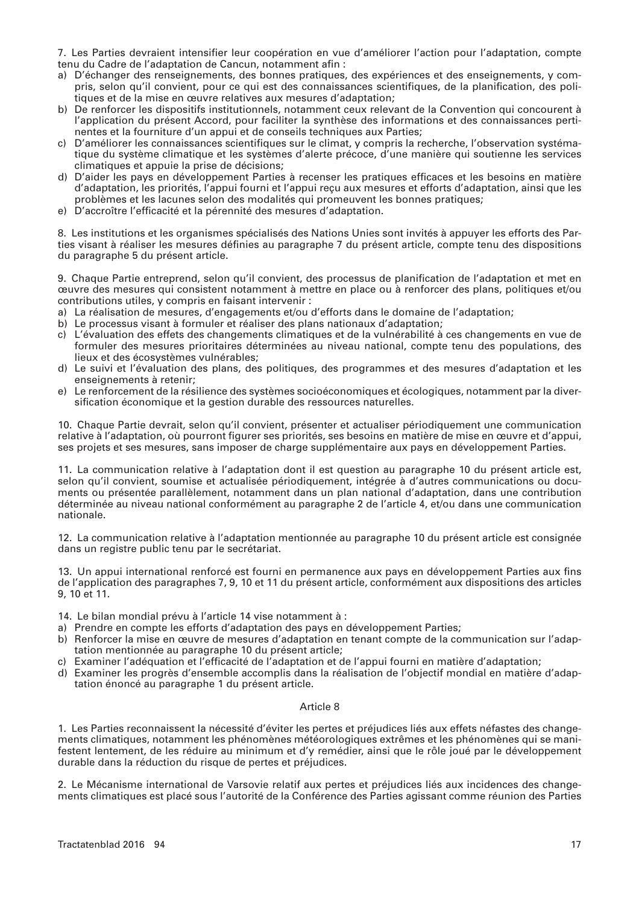7. Les Parties devraient intensifier leur coopération en vue d'améliorer l'action pour l'adaptation, compte tenu du Cadre de l'adaptation de Cancun, notamment afin :

a) D'échanger des renseignements, des bonnes pratiques, des expériences et des enseignements, y compris, selon qu'il convient, pour ce qui est des connaissances scientifiques, de la planification, des politiques et de la mise en œuvre relatives aux mesures d'adaptation;
b) De renforcer les dispositifs institutionnels, notamment ceux relevant de la Convention qui concourent à l'application du présent Accord, pour faciliter la synthèse des informations et des connaissances pertinentes et la fourniture d'un appui et de conseils techniques aux Parties;
c) D'améliorer les connaissances scientifiques sur le climat, y compris la recherche, l'observation systématique du système climatique et les systèmes d'alerte précoce, d'une manière qui soutienne les services climatiques et appuie la prise de décisions;
d) D'aider les pays en développement Parties à recenser les pratiques efficaces et les besoins en matière d'adaptation, les priorités, l'appui fourni et l'appui reçu aux mesures et efforts d'adaptation, ainsi que les problèmes et les lacunes selon des modalités qui promeuvent les bonnes pratiques;
e) D'accroître l'efficacité et la pérennité des mesures d'adaptation.

8. Les institutions et les organismes spécialisés des Nations Unies sont invités à appuyer les efforts des Parties visant à réaliser les mesures définies au paragraphe 7 du présent article, compte tenu des dispositions du paragraphe 5 du présent article.

9. Chaque Partie entreprend, selon qu'il convient, des processus de planification de l'adaptation et met en œuvre des mesures qui consistent notamment à mettre en place ou à renforcer des plans, politiques et/ou contributions utiles, y compris en faisant intervenir :

a) La réalisation de mesures, d'engagements et/ou d'efforts dans le domaine de l'adaptation;
b) Le processus visant à formuler et réaliser des plans nationaux d'adaptation;
c) L'évaluation des effets des changements climatiques et de la vulnérabilité à ces changements en vue de formuler des mesures prioritaires déterminées au niveau national, compte tenu des populations, des lieux et des écosystèmes vulnérables;
d) Le suivi et l'évaluation des plans, des politiques, des programmes et des mesures d'adaptation et les enseignements à retenir;
e) Le renforcement de la résilience des systèmes socioéconomiques et écologiques, notamment par la diversification économique et la gestion durable des ressources naturelles.

10. Chaque Partie devrait, selon qu'il convient, présenter et actualiser périodiquement une communication relative à l'adaptation, où pourront figurer ses priorités, ses besoins en matière de mise en œuvre et d'appui, ses projets et ses mesures, sans imposer de charge supplémentaire aux pays en développement Parties.

11. La communication relative à l'adaptation dont il est question au paragraphe 10 du présent article est, selon qu'il convient, soumise et actualisée périodiquement, intégrée à d'autres communications ou documents ou présentée parallèlement, notamment dans un plan national d'adaptation, dans une contribution déterminée au niveau national conformément au paragraphe 2 de l'article 4, et/ou dans une communication nationale.

12. La communication relative à l'adaptation mentionnée au paragraphe 10 du présent article est consignée dans un registre public tenu par le secrétariat.

13. Un appui international renforcé est fourni en permanence aux pays en développement Parties aux fins de l'application des paragraphes 7, 9, 10 et 11 du présent article, conformément aux dispositions des articles 9, 10 et 11.

14. Le bilan mondial prévu à l'article 14 vise notamment à :

a) Prendre en compte les efforts d'adaptation des pays en développement Parties;
b) Renforcer la mise en œuvre de mesures d'adaptation en tenant compte de la communication sur l'adaptation mentionnée au paragraphe 10 du présent article;
c) Examiner l'adéquation et l'efficacité de l'adaptation et de l'appui fourni en matière d'adaptation;
d) Examiner les progrès d'ensemble accomplis dans la réalisation de l'objectif mondial en matière d'adaptation énoncé au paragraphe 1 du présent article.

### Article 8

1. Les Parties reconnaissent la nécessité d'éviter les pertes et préjudices liés aux effets néfastes des changements climatiques, notamment les phénomènes météorologiques extrêmes et les phénomènes qui se manifestent lentement, de les réduire au minimum et d'y remédier, ainsi que le rôle joué par le développement durable dans la réduction du risque de pertes et préjudices.

2. Le Mécanisme international de Varsovie relatif aux pertes et préjudices liés aux incidences des changements climatiques est placé sous l'autorité de la Conférence des Parties agissant comme réunion des Parties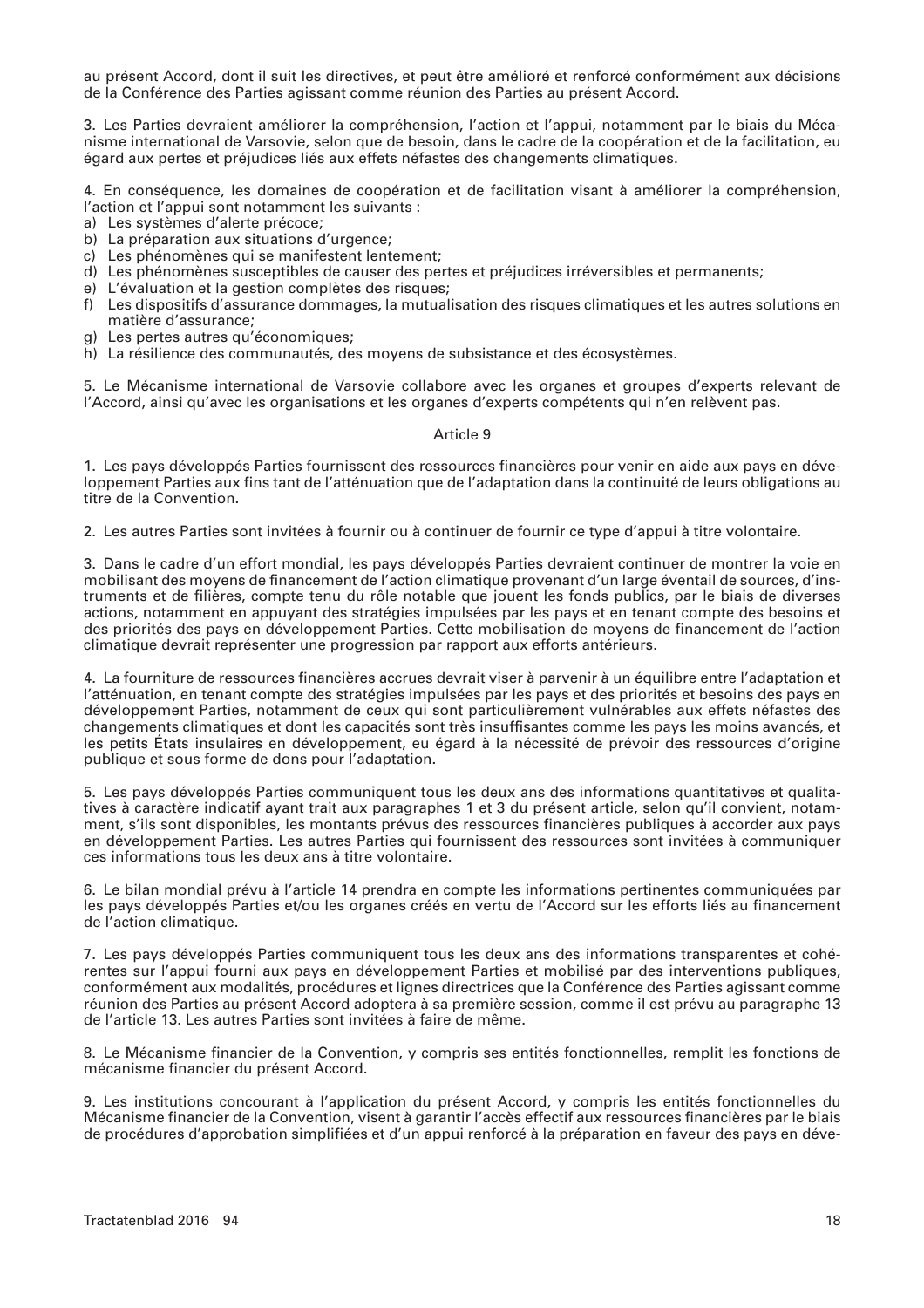au présent Accord, dont il suit les directives, et peut être amélioré et renforcé conformément aux décisions de la Conférence des Parties agissant comme réunion des Parties au présent Accord.

3. Les Parties devraient améliorer la compréhension, l'action et l'appui, notamment par le biais du Mécanisme international de Varsovie, selon que de besoin, dans le cadre de la coopération et de la facilitation, eu égard aux pertes et préjudices liés aux effets néfastes des changements climatiques.

4. En conséquence, les domaines de coopération et de facilitation visant à améliorer la compréhension, l'action et l'appui sont notamment les suivants :

a) Les systèmes d'alerte précoce;
b) La préparation aux situations d'urgence;
c) Les phénomènes qui se manifestent lentement;
d) Les phénomènes susceptibles de causer des pertes et préjudices irréversibles et permanents;
e) L'évaluation et la gestion complètes des risques;
f) Les dispositifs d'assurance dommages, la mutualisation des risques climatiques et les autres solutions en matière d'assurance;
g) Les pertes autres qu'économiques;
h) La résilience des communautés, des moyens de subsistance et des écosystèmes.

5. Le Mécanisme international de Varsovie collabore avec les organes et groupes d'experts relevant de l'Accord, ainsi qu'avec les organisations et les organes d'experts compétents qui n'en relèvent pas.

Article 9

1. Les pays développés Parties fournissent des ressources financières pour venir en aide aux pays en développement Parties aux fins tant de l'atténuation que de l'adaptation dans la continuité de leurs obligations au titre de la Convention.

2. Les autres Parties sont invitées à fournir ou à continuer de fournir ce type d'appui à titre volontaire.

3. Dans le cadre d'un effort mondial, les pays développés Parties devraient continuer de montrer la voie en mobilisant des moyens de financement de l'action climatique provenant d'un large éventail de sources, d'instruments et de filières, compte tenu du rôle notable que jouent les fonds publics, par le biais de diverses actions, notamment en appuyant des stratégies impulsées par les pays et en tenant compte des besoins et des priorités des pays en développement Parties. Cette mobilisation de moyens de financement de l'action climatique devrait représenter une progression par rapport aux efforts antérieurs.

4. La fourniture de ressources financières accrues devrait viser à parvenir à un équilibre entre l'adaptation et l'atténuation, en tenant compte des stratégies impulsées par les pays et des priorités et besoins des pays en développement Parties, notamment de ceux qui sont particulièrement vulnérables aux effets néfastes des changements climatiques et dont les capacités sont très insuffisantes comme les pays les moins avancés, et les petits États insulaires en développement, eu égard à la nécessité de prévoir des ressources d'origine publique et sous forme de dons pour l'adaptation.

5. Les pays développés Parties communiquent tous les deux ans des informations quantitatives et qualitatives à caractère indicatif ayant trait aux paragraphes 1 et 3 du présent article, selon qu'il convient, notamment, s'ils sont disponibles, les montants prévus des ressources financières publiques à accorder aux pays en développement Parties. Les autres Parties qui fournissent des ressources sont invitées à communiquer ces informations tous les deux ans à titre volontaire.

6. Le bilan mondial prévu à l'article 14 prendra en compte les informations pertinentes communiquées par les pays développés Parties et/ou les organes créés en vertu de l'Accord sur les efforts liés au financement de l'action climatique.

7. Les pays développés Parties communiquent tous les deux ans des informations transparentes et cohérentes sur l'appui fourni aux pays en développement Parties et mobilisé par des interventions publiques, conformément aux modalités, procédures et lignes directrices que la Conférence des Parties agissant comme réunion des Parties au présent Accord adoptera à sa première session, comme il est prévu au paragraphe 13 de l'article 13. Les autres Parties sont invitées à faire de même.

8. Le Mécanisme financier de la Convention, y compris ses entités fonctionnelles, remplit les fonctions de mécanisme financier du présent Accord.

9. Les institutions concourant à l'application du présent Accord, y compris les entités fonctionnelles du Mécanisme financier de la Convention, visent à garantir l'accès effectif aux ressources financières par le biais de procédures d'approbation simplifiées et d'un appui renforcé à la préparation en faveur des pays en déve-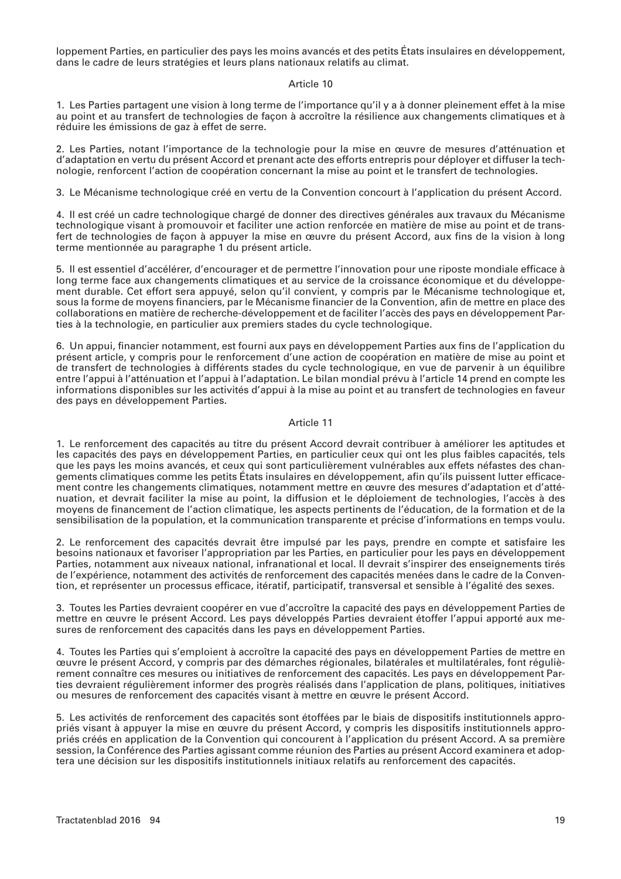loppement Parties, en particulier des pays les moins avancés et des petits États insulaires en développement, dans le cadre de leurs stratégies et leurs plans nationaux relatifs au climat.

### Article 10

1. Les Parties partagent une vision à long terme de l'importance qu'il y a à donner pleinement effet à la mise au point et au transfert de technologies de façon à accroître la résilience aux changements climatiques et à réduire les émissions de gaz à effet de serre.

2. Les Parties, notant l'importance de la technologie pour la mise en œuvre de mesures d'atténuation et d'adaptation en vertu du présent Accord et prenant acte des efforts entrepris pour déployer et diffuser la technologie, renforcent l'action de coopération concernant la mise au point et le transfert de technologies.

3. Le Mécanisme technologique créé en vertu de la Convention concourt à l'application du présent Accord.

4. Il est créé un cadre technologique chargé de donner des directives générales aux travaux du Mécanisme technologique visant à promouvoir et faciliter une action renforcée en matière de mise au point et de transfert de technologies de façon à appuyer la mise en œuvre du présent Accord, aux fins de la vision à long terme mentionnée au paragraphe 1 du présent article.

5. Il est essentiel d'accélérer, d'encourager et de permettre l'innovation pour une riposte mondiale efficace à long terme face aux changements climatiques et au service de la croissance économique et du développement durable. Cet effort sera appuyé, selon qu'il convient, y compris par le Mécanisme technologique et, sous la forme de moyens financiers, par le Mécanisme financier de la Convention, afin de mettre en place des collaborations en matière de recherche-développement et de faciliter l'accès des pays en développement Parties à la technologie, en particulier aux premiers stades du cycle technologique.

6. Un appui, financier notamment, est fourni aux pays en développement Parties aux fins de l'application du présent article, y compris pour le renforcement d'une action de coopération en matière de mise au point et de transfert de technologies à différents stades du cycle technologique, en vue de parvenir à un équilibre entre l'appui à l'atténuation et l'appui à l'adaptation. Le bilan mondial prévu à l'article 14 prend en compte les informations disponibles sur les activités d'appui à la mise au point et au transfert de technologies en faveur des pays en développement Parties.

### Article 11

1. Le renforcement des capacités au titre du présent Accord devrait contribuer à améliorer les aptitudes et les capacités des pays en développement Parties, en particulier ceux qui ont les plus faibles capacités, tels que les pays les moins avancés, et ceux qui sont particulièrement vulnérables aux effets néfastes des changements climatiques comme les petits États insulaires en développement, afin qu'ils puissent lutter efficacement contre les changements climatiques, notamment mettre en œuvre des mesures d'adaptation et d'atténuation, et devrait faciliter la mise au point, la diffusion et le déploiement de technologies, l'accès à des moyens de financement de l'action climatique, les aspects pertinents de l'éducation, de la formation et de la sensibilisation de la population, et la communication transparente et précise d'informations en temps voulu.

2. Le renforcement des capacités devrait être impulsé par les pays, prendre en compte et satisfaire les besoins nationaux et favoriser l'appropriation par les Parties, en particulier pour les pays en développement Parties, notamment aux niveaux national, infranational et local. Il devrait s'inspirer des enseignements tirés de l'expérience, notamment des activités de renforcement des capacités menées dans le cadre de la Convention, et représenter un processus efficace, itératif, participatif, transversal et sensible à l'égalité des sexes.

3. Toutes les Parties devraient coopérer en vue d'accroître la capacité des pays en développement Parties de mettre en œuvre le présent Accord. Les pays développés Parties devraient étoffer l'appui apporté aux mesures de renforcement des capacités dans les pays en développement Parties.

4. Toutes les Parties qui s'emploient à accroître la capacité des pays en développement Parties de mettre en œuvre le présent Accord, y compris par des démarches régionales, bilatérales et multilatérales, font régulièrement connaître ces mesures ou initiatives de renforcement des capacités. Les pays en développement Parties devraient régulièrement informer des progrès réalisés dans l'application de plans, politiques, initiatives ou mesures de renforcement des capacités visant à mettre en œuvre le présent Accord.

5. Les activités de renforcement des capacités sont étoffées par le biais de dispositifs institutionnels appropriés visant à appuyer la mise en œuvre du présent Accord, y compris les dispositifs institutionnels appropriés créés en application de la Convention qui concourent à l'application du présent Accord. A sa première session, la Conférence des Parties agissant comme réunion des Parties au présent Accord examinera et adoptera une décision sur les dispositifs institutionnels initiaux relatifs au renforcement des capacités.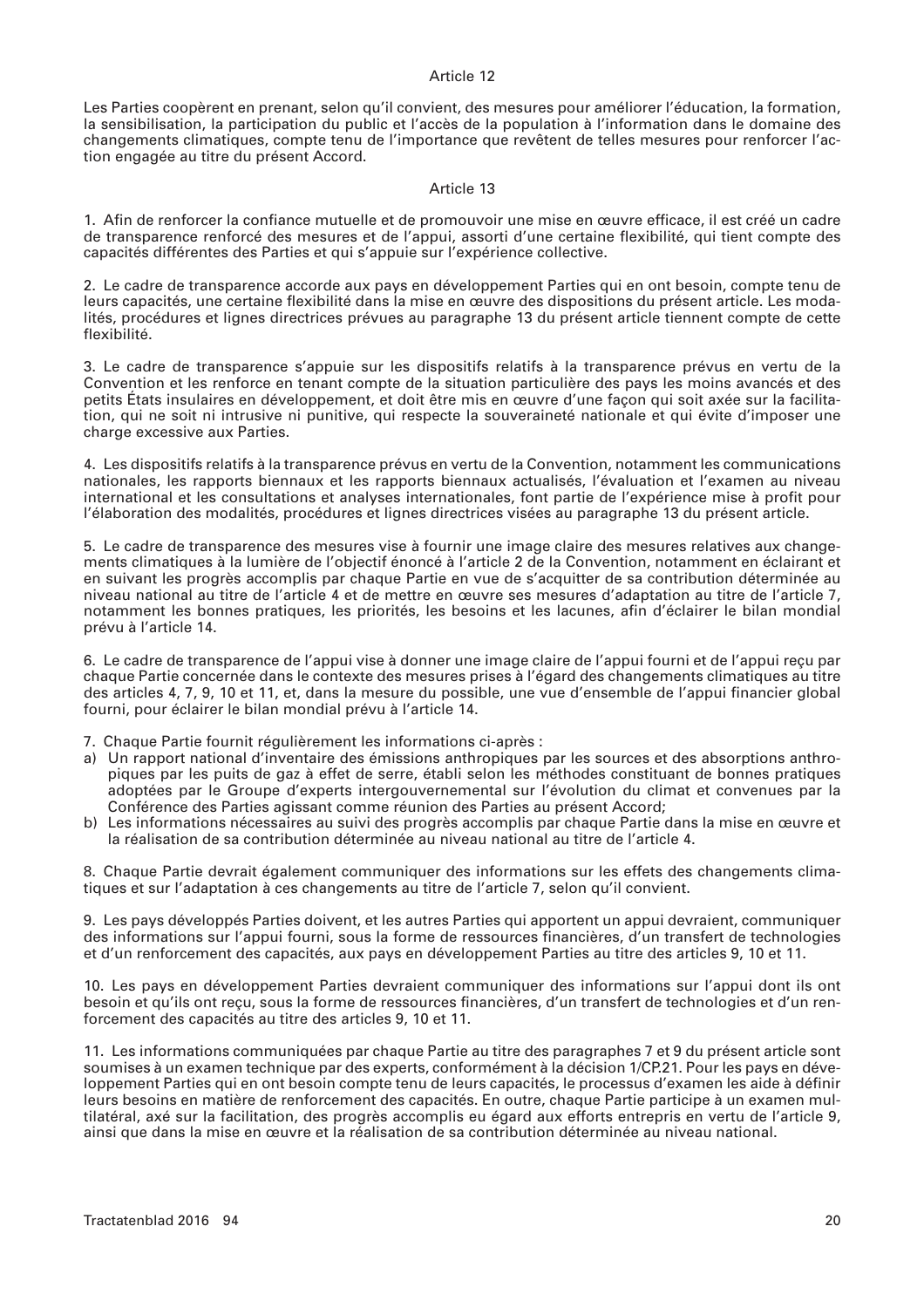## Article 12

Les Parties coopèrent en prenant, selon qu'il convient, des mesures pour améliorer l'éducation, la formation, la sensibilisation, la participation du public et l'accès de la population à l'information dans le domaine des changements climatiques, compte tenu de l'importance que revêtent de telles mesures pour renforcer l'action engagée au titre du présent Accord.

## Article 13

1. Afin de renforcer la confiance mutuelle et de promouvoir une mise en œuvre efficace, il est créé un cadre de transparence renforcé des mesures et de l'appui, assorti d'une certaine flexibilité, qui tient compte des capacités différentes des Parties et qui s'appuie sur l'expérience collective.

2. Le cadre de transparence accorde aux pays en développement Parties qui en ont besoin, compte tenu de leurs capacités, une certaine flexibilité dans la mise en œuvre des dispositions du présent article. Les modalités, procédures et lignes directrices prévues au paragraphe 13 du présent article tiennent compte de cette flexibilité.

3. Le cadre de transparence s'appuie sur les dispositifs relatifs à la transparence prévus en vertu de la Convention et les renforce en tenant compte de la situation particulière des pays les moins avancés et des petits États insulaires en développement, et doit être mis en œuvre d'une façon qui soit axée sur la facilitation, qui ne soit ni intrusive ni punitive, qui respecte la souveraineté nationale et qui évite d'imposer une charge excessive aux Parties.

4. Les dispositifs relatifs à la transparence prévus en vertu de la Convention, notamment les communications nationales, les rapports biennaux et les rapports biennaux actualisés, l'évaluation et l'examen au niveau international et les consultations et analyses internationales, font partie de l'expérience mise à profit pour l'élaboration des modalités, procédures et lignes directrices visées au paragraphe 13 du présent article.

5. Le cadre de transparence des mesures vise à fournir une image claire des mesures relatives aux changements climatiques à la lumière de l'objectif énoncé à l'article 2 de la Convention, notamment en éclairant et en suivant les progrès accomplis par chaque Partie en vue de s'acquitter de sa contribution déterminée au niveau national au titre de l'article 4 et de mettre en œuvre ses mesures d'adaptation au titre de l'article 7, notamment les bonnes pratiques, les priorités, les besoins et les lacunes, afin d'éclairer le bilan mondial prévu à l'article 14.

6. Le cadre de transparence de l'appui vise à donner une image claire de l'appui fourni et de l'appui reçu par chaque Partie concernée dans le contexte des mesures prises à l'égard des changements climatiques au titre des articles 4, 7, 9, 10 et 11, et, dans la mesure du possible, une vue d'ensemble de l'appui financier global fourni, pour éclairer le bilan mondial prévu à l'article 14.

7. Chaque Partie fournit régulièrement les informations ci-après :

a) Un rapport national d'inventaire des émissions anthropiques par les sources et des absorptions anthropiques par les puits de gaz à effet de serre, établi selon les méthodes constituant de bonnes pratiques adoptées par le Groupe d'experts intergouvernemental sur l'évolution du climat et convenues par la Conférence des Parties agissant comme réunion des Parties au présent Accord;

b) Les informations nécessaires au suivi des progrès accomplis par chaque Partie dans la mise en œuvre et la réalisation de sa contribution déterminée au niveau national au titre de l'article 4.

8. Chaque Partie devrait également communiquer des informations sur les effets des changements climatiques et sur l'adaptation à ces changements au titre de l'article 7, selon qu'il convient.

9. Les pays développés Parties doivent, et les autres Parties qui apportent un appui devraient, communiquer des informations sur l'appui fourni, sous la forme de ressources financières, d'un transfert de technologies et d'un renforcement des capacités, aux pays en développement Parties au titre des articles 9, 10 et 11.

10. Les pays en développement Parties devraient communiquer des informations sur l'appui dont ils ont besoin et qu'ils ont reçu, sous la forme de ressources financières, d'un transfert de technologies et d'un renforcement des capacités au titre des articles 9, 10 et 11.

11. Les informations communiquées par chaque Partie au titre des paragraphes 7 et 9 du présent article sont soumises à un examen technique par des experts, conformément à la décision 1/CP.21. Pour les pays en développement Parties qui en ont besoin compte tenu de leurs capacités, le processus d'examen les aide à définir leurs besoins en matière de renforcement des capacités. En outre, chaque Partie participe à un examen multilatéral, axé sur la facilitation, des progrès accomplis eu égard aux efforts entrepris en vertu de l'article 9, ainsi que dans la mise en œuvre et la réalisation de sa contribution déterminée au niveau national.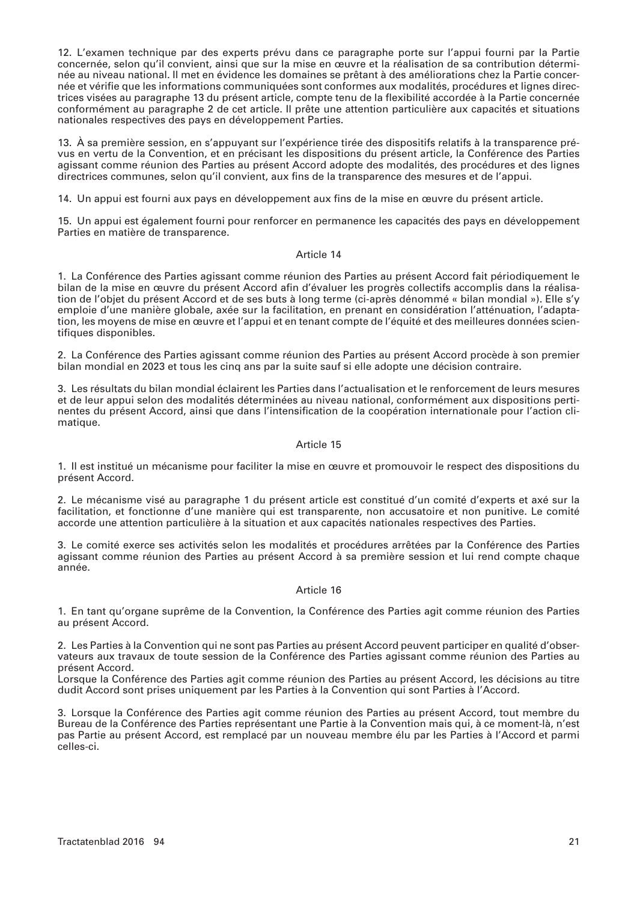12. L'examen technique par des experts prévu dans ce paragraphe porte sur l'appui fourni par la Partie concernée, selon qu'il convient, ainsi que sur la mise en œuvre et la réalisation de sa contribution déterminée au niveau national. Il met en évidence les domaines se prêtant à des améliorations chez la Partie concernée et vérifie que les informations communiquées sont conformes aux modalités, procédures et lignes directrices visées au paragraphe 13 du présent article, compte tenu de la flexibilité accordée à la Partie concernée conformément au paragraphe 2 de cet article. Il prête une attention particulière aux capacités et situations nationales respectives des pays en développement Parties.

13. À sa première session, en s'appuyant sur l'expérience tirée des dispositifs relatifs à la transparence prévus en vertu de la Convention, et en précisant les dispositions du présent article, la Conférence des Parties agissant comme réunion des Parties au présent Accord adopte des modalités, des procédures et des lignes directrices communes, selon qu'il convient, aux fins de la transparence des mesures et de l'appui.

14. Un appui est fourni aux pays en développement aux fins de la mise en œuvre du présent article.

15. Un appui est également fourni pour renforcer en permanence les capacités des pays en développement Parties en matière de transparence.

## Article 14

1. La Conférence des Parties agissant comme réunion des Parties au présent Accord fait périodiquement le bilan de la mise en œuvre du présent Accord afin d'évaluer les progrès collectifs accomplis dans la réalisation de l'objet du présent Accord et de ses buts à long terme (ci-après dénommé « bilan mondial »). Elle s'y emploie d'une manière globale, axée sur la facilitation, en prenant en considération l'atténuation, l'adaptation, les moyens de mise en œuvre et l'appui et en tenant compte de l'équité et des meilleures données scientifiques disponibles.

2. La Conférence des Parties agissant comme réunion des Parties au présent Accord procède à son premier bilan mondial en 2023 et tous les cinq ans par la suite sauf si elle adopte une décision contraire.

3. Les résultats du bilan mondial éclairent les Parties dans l'actualisation et le renforcement de leurs mesures et de leur appui selon des modalités déterminées au niveau national, conformément aux dispositions pertinentes du présent Accord, ainsi que dans l'intensification de la coopération internationale pour l'action climatique.

## Article 15

1. Il est institué un mécanisme pour faciliter la mise en œuvre et promouvoir le respect des dispositions du présent Accord.

2. Le mécanisme visé au paragraphe 1 du présent article est constitué d'un comité d'experts et axé sur la facilitation, et fonctionne d'une manière qui est transparente, non accusatoire et non punitive. Le comité accorde une attention particulière à la situation et aux capacités nationales respectives des Parties.

3. Le comité exerce ses activités selon les modalités et procédures arrêtées par la Conférence des Parties agissant comme réunion des Parties au présent Accord à sa première session et lui rend compte chaque année.

## Article 16

1. En tant qu'organe suprême de la Convention, la Conférence des Parties agit comme réunion des Parties au présent Accord.

2. Les Parties à la Convention qui ne sont pas Parties au présent Accord peuvent participer en qualité d'observateurs aux travaux de toute session de la Conférence des Parties agissant comme réunion des Parties au présent Accord.
Lorsque la Conférence des Parties agit comme réunion des Parties au présent Accord, les décisions au titre dudit Accord sont prises uniquement par les Parties à la Convention qui sont Parties à l'Accord.

3. Lorsque la Conférence des Parties agit comme réunion des Parties au présent Accord, tout membre du Bureau de la Conférence des Parties représentant une Partie à la Convention mais qui, à ce moment-là, n'est pas Partie au présent Accord, est remplacé par un nouveau membre élu par les Parties à l'Accord et parmi celles-ci.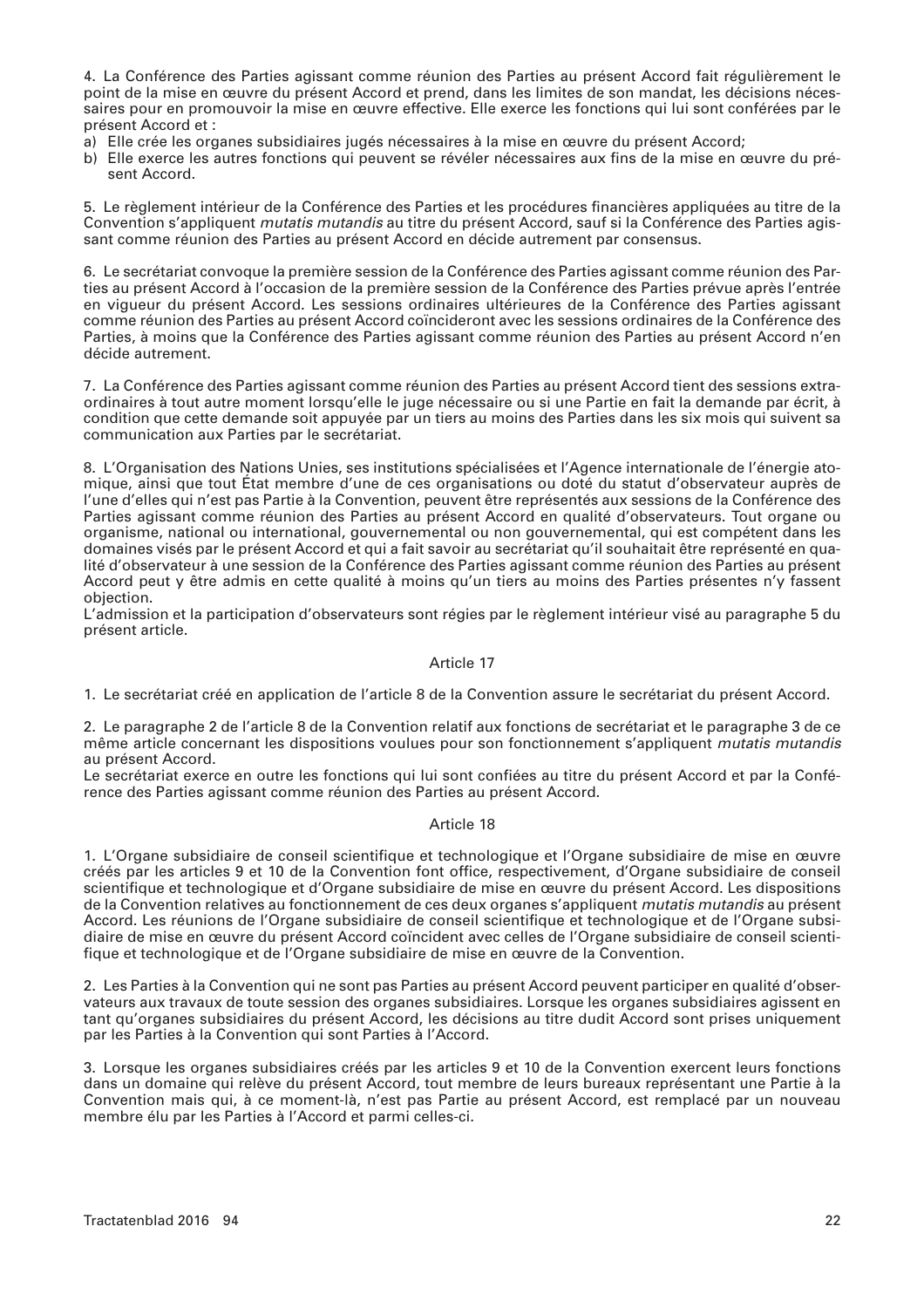4. La Conférence des Parties agissant comme réunion des Parties au présent Accord fait régulièrement le point de la mise en œuvre du présent Accord et prend, dans les limites de son mandat, les décisions nécessaires pour en promouvoir la mise en œuvre effective. Elle exerce les fonctions qui lui sont conférées par le présent Accord et :

a) Elle crée les organes subsidiaires jugés nécessaires à la mise en œuvre du présent Accord;
b) Elle exerce les autres fonctions qui peuvent se révéler nécessaires aux fins de la mise en œuvre du présent Accord.

5. Le règlement intérieur de la Conférence des Parties et les procédures financières appliquées au titre de la Convention s'appliquent *mutatis mutandis* au titre du présent Accord, sauf si la Conférence des Parties agissant comme réunion des Parties au présent Accord en décide autrement par consensus.

6. Le secrétariat convoque la première session de la Conférence des Parties agissant comme réunion des Parties au présent Accord à l'occasion de la première session de la Conférence des Parties prévue après l'entrée en vigueur du présent Accord. Les sessions ordinaires ultérieures de la Conférence des Parties agissant comme réunion des Parties au présent Accord coïncideront avec les sessions ordinaires de la Conférence des Parties, à moins que la Conférence des Parties agissant comme réunion des Parties au présent Accord n'en décide autrement.

7. La Conférence des Parties agissant comme réunion des Parties au présent Accord tient des sessions extraordinaires à tout autre moment lorsqu'elle le juge nécessaire ou si une Partie en fait la demande par écrit, à condition que cette demande soit appuyée par un tiers au moins des Parties dans les six mois qui suivent sa communication aux Parties par le secrétariat.

8. L'Organisation des Nations Unies, ses institutions spécialisées et l'Agence internationale de l'énergie atomique, ainsi que tout État membre d'une de ces organisations ou doté du statut d'observateur auprès de l'une d'elles qui n'est pas Partie à la Convention, peuvent être représentés aux sessions de la Conférence des Parties agissant comme réunion des Parties au présent Accord en qualité d'observateurs. Tout organe ou organisme, national ou international, gouvernemental ou non gouvernemental, qui est compétent dans les domaines visés par le présent Accord et qui a fait savoir au secrétariat qu'il souhaitait être représenté en qualité d'observateur à une session de la Conférence des Parties agissant comme réunion des Parties au présent Accord peut y être admis en cette qualité à moins qu'un tiers au moins des Parties présentes n'y fassent objection.
L'admission et la participation d'observateurs sont régies par le règlement intérieur visé au paragraphe 5 du présent article.

## Article 17

1. Le secrétariat créé en application de l'article 8 de la Convention assure le secrétariat du présent Accord.

2. Le paragraphe 2 de l'article 8 de la Convention relatif aux fonctions de secrétariat et le paragraphe 3 de ce même article concernant les dispositions voulues pour son fonctionnement s'appliquent *mutatis mutandis* au présent Accord.
Le secrétariat exerce en outre les fonctions qui lui sont confiées au titre du présent Accord et par la Conférence des Parties agissant comme réunion des Parties au présent Accord.

## Article 18

1. L'Organe subsidiaire de conseil scientifique et technologique et l'Organe subsidiaire de mise en œuvre créés par les articles 9 et 10 de la Convention font office, respectivement, d'Organe subsidiaire de conseil scientifique et technologique et d'Organe subsidiaire de mise en œuvre du présent Accord. Les dispositions de la Convention relatives au fonctionnement de ces deux organes s'appliquent *mutatis mutandis* au présent Accord. Les réunions de l'Organe subsidiaire de conseil scientifique et technologique et de l'Organe subsidiaire de mise en œuvre du présent Accord coïncident avec celles de l'Organe subsidiaire de conseil scientifique et technologique et de l'Organe subsidiaire de mise en œuvre de la Convention.

2. Les Parties à la Convention qui ne sont pas Parties au présent Accord peuvent participer en qualité d'observateurs aux travaux de toute session des organes subsidiaires. Lorsque les organes subsidiaires agissent en tant qu'organes subsidiaires du présent Accord, les décisions au titre dudit Accord sont prises uniquement par les Parties à la Convention qui sont Parties à l'Accord.

3. Lorsque les organes subsidiaires créés par les articles 9 et 10 de la Convention exercent leurs fonctions dans un domaine qui relève du présent Accord, tout membre de leurs bureaux représentant une Partie à la Convention mais qui, à ce moment-là, n'est pas Partie au présent Accord, est remplacé par un nouveau membre élu par les Parties à l'Accord et parmi celles-ci.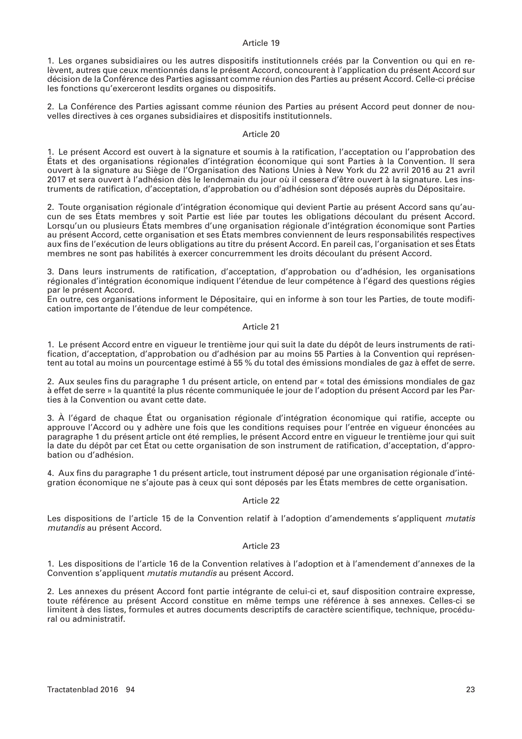### Article 19

1. Les organes subsidiaires ou les autres dispositifs institutionnels créés par la Convention ou qui en relèvent, autres que ceux mentionnés dans le présent Accord, concourent à l'application du présent Accord sur décision de la Conférence des Parties agissant comme réunion des Parties au présent Accord. Celle-ci précise les fonctions qu'exerceront lesdits organes ou dispositifs.

2. La Conférence des Parties agissant comme réunion des Parties au présent Accord peut donner de nouvelles directives à ces organes subsidiaires et dispositifs institutionnels.

### Article 20

1. Le présent Accord est ouvert à la signature et soumis à la ratification, l'acceptation ou l'approbation des États et des organisations régionales d'intégration économique qui sont Parties à la Convention. Il sera ouvert à la signature au Siège de l'Organisation des Nations Unies à New York du 22 avril 2016 au 21 avril 2017 et sera ouvert à l'adhésion dès le lendemain du jour où il cessera d'être ouvert à la signature. Les instruments de ratification, d'acceptation, d'approbation ou d'adhésion sont déposés auprès du Dépositaire.

2. Toute organisation régionale d'intégration économique qui devient Partie au présent Accord sans qu'aucun de ses États membres y soit Partie est liée par toutes les obligations découlant du présent Accord. Lorsqu'un ou plusieurs États membres d'une organisation régionale d'intégration économique sont Parties au présent Accord, cette organisation et ses États membres conviennent de leurs responsabilités respectives aux fins de l'exécution de leurs obligations au titre du présent Accord. En pareil cas, l'organisation et ses États membres ne sont pas habilités à exercer concurremment les droits découlant du présent Accord.

3. Dans leurs instruments de ratification, d'acceptation, d'approbation ou d'adhésion, les organisations régionales d'intégration économique indiquent l'étendue de leur compétence à l'égard des questions régies par le présent Accord.
En outre, ces organisations informent le Dépositaire, qui en informe à son tour les Parties, de toute modification importante de l'étendue de leur compétence.

### Article 21

1. Le présent Accord entre en vigueur le trentième jour qui suit la date du dépôt de leurs instruments de ratification, d'acceptation, d'approbation ou d'adhésion par au moins 55 Parties à la Convention qui représentent au total au moins un pourcentage estimé à 55 % du total des émissions mondiales de gaz à effet de serre.

2. Aux seules fins du paragraphe 1 du présent article, on entend par « total des émissions mondiales de gaz à effet de serre » la quantité la plus récente communiquée le jour de l'adoption du présent Accord par les Parties à la Convention ou avant cette date.

3. À l'égard de chaque État ou organisation régionale d'intégration économique qui ratifie, accepte ou approuve l'Accord ou y adhère une fois que les conditions requises pour l'entrée en vigueur énoncées au paragraphe 1 du présent article ont été remplies, le présent Accord entre en vigueur le trentième jour qui suit la date du dépôt par cet État ou cette organisation de son instrument de ratification, d'acceptation, d'approbation ou d'adhésion.

4. Aux fins du paragraphe 1 du présent article, tout instrument déposé par une organisation régionale d'intégration économique ne s'ajoute pas à ceux qui sont déposés par les États membres de cette organisation.

### Article 22

Les dispositions de l'article 15 de la Convention relatif à l'adoption d'amendements s'appliquent *mutatis mutandis* au présent Accord.

### Article 23

1. Les dispositions de l'article 16 de la Convention relatives à l'adoption et à l'amendement d'annexes de la Convention s'appliquent *mutatis mutandis* au présent Accord.

2. Les annexes du présent Accord font partie intégrante de celui-ci et, sauf disposition contraire expresse, toute référence au présent Accord constitue en même temps une référence à ses annexes. Celles-ci se limitent à des listes, formules et autres documents descriptifs de caractère scientifique, technique, procédural ou administratif.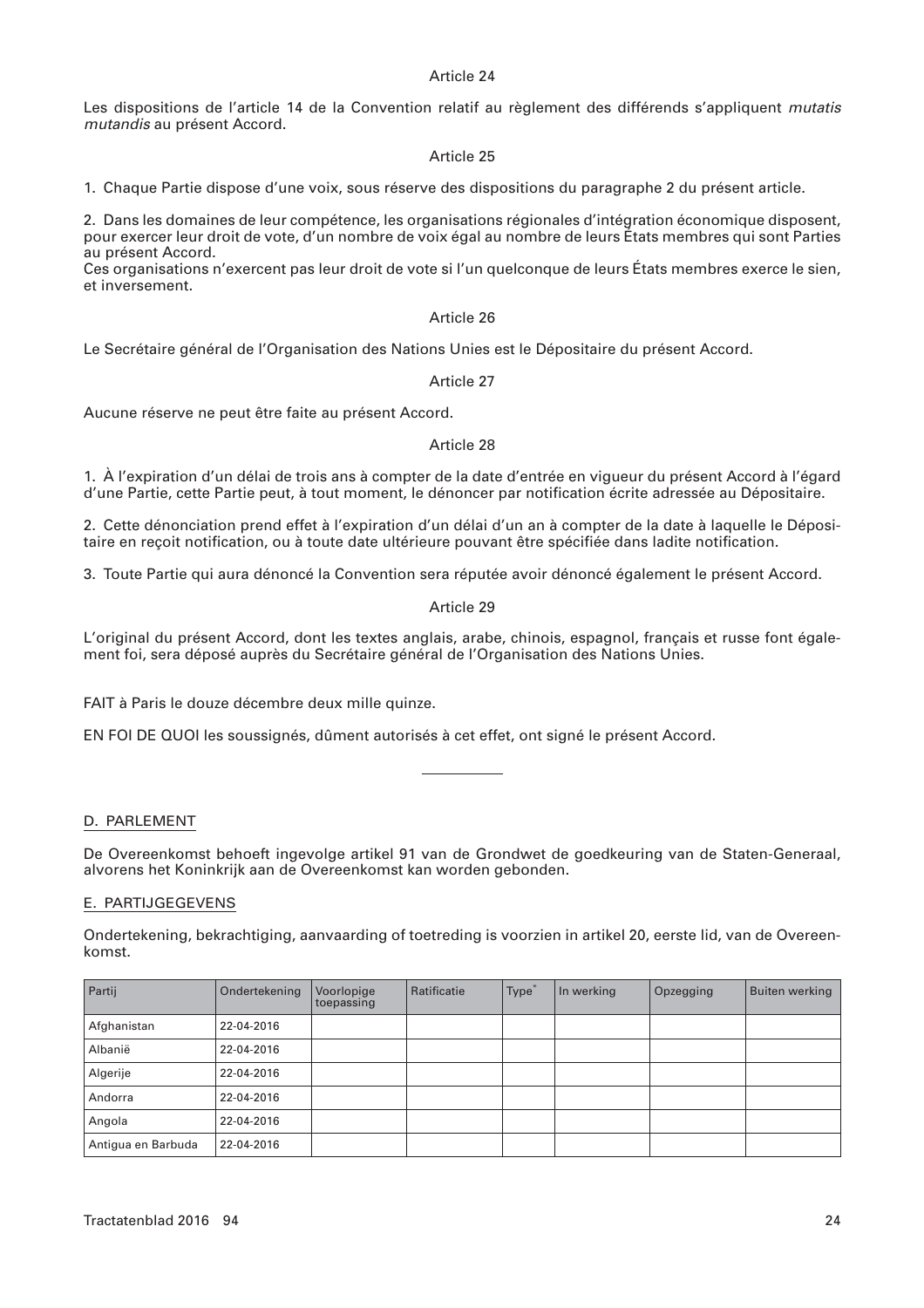Article 24

Les dispositions de l'article 14 de la Convention relatif au règlement des différends s'appliquent *mutatis mutandis* au présent Accord.

Article 25

1. Chaque Partie dispose d'une voix, sous réserve des dispositions du paragraphe 2 du présent article.

2. Dans les domaines de leur compétence, les organisations régionales d'intégration économique disposent, pour exercer leur droit de vote, d'un nombre de voix égal au nombre de leurs États membres qui sont Parties au présent Accord.
Ces organisations n'exercent pas leur droit de vote si l'un quelconque de leurs États membres exerce le sien, et inversement.

Article 26

Le Secrétaire général de l'Organisation des Nations Unies est le Dépositaire du présent Accord.

Article 27

Aucune réserve ne peut être faite au présent Accord.

Article 28

1. À l'expiration d'un délai de trois ans à compter de la date d'entrée en vigueur du présent Accord à l'égard d'une Partie, cette Partie peut, à tout moment, le dénoncer par notification écrite adressée au Dépositaire.

2. Cette dénonciation prend effet à l'expiration d'un délai d'un an à compter de la date à laquelle le Dépositaire en reçoit notification, ou à toute date ultérieure pouvant être spécifiée dans ladite notification.

3. Toute Partie qui aura dénoncé la Convention sera réputée avoir dénoncé également le présent Accord.

Article 29

L'original du présent Accord, dont les textes anglais, arabe, chinois, espagnol, français et russe font également foi, sera déposé auprès du Secrétaire général de l'Organisation des Nations Unies.

FAIT à Paris le douze décembre deux mille quinze.

EN FOI DE QUOI les soussignés, dûment autorisés à cet effet, ont signé le présent Accord.

---

## D. PARLEMENT

De Overeenkomst behoeft ingevolge artikel 91 van de Grondwet de goedkeuring van de Staten-Generaal, alvorens het Koninkrijk aan de Overeenkomst kan worden gebonden.

## E. PARTIJGEGEVENS

Ondertekening, bekrachtiging, aanvaarding of toetreding is voorzien in artikel 20, eerste lid, van de Overeenkomst.

| Partij | Ondertekening | Voorlopige toepassing | Ratificatie | Type* | In werking | Opzegging | Buiten werking |
|---|---|---|---|---|---|---|---|
| Afghanistan | 22-04-2016 | | | | | | |
| Albanië | 22-04-2016 | | | | | | |
| Algerije | 22-04-2016 | | | | | | |
| Andorra | 22-04-2016 | | | | | | |
| Angola | 22-04-2016 | | | | | | |
| Antigua en Barbuda | 22-04-2016 | | | | | | |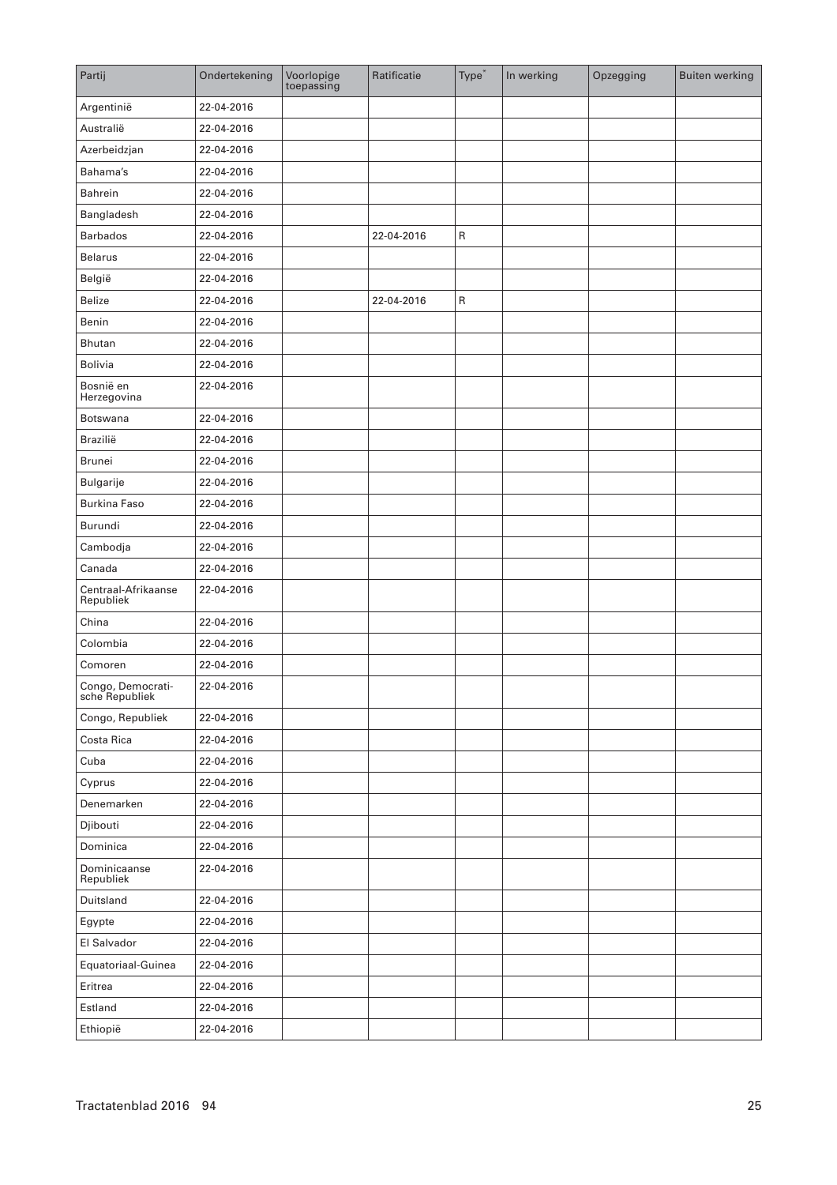| Partij | Ondertekening | Voorlopige toepassing | Ratificatie | Type* | In werking | Opzegging | Buiten werking |
|---|---|---|---|---|---|---|---|
| Argentinië | 22-04-2016 | | | | | | |
| Australië | 22-04-2016 | | | | | | |
| Azerbeidzjan | 22-04-2016 | | | | | | |
| Bahama's | 22-04-2016 | | | | | | |
| Bahrein | 22-04-2016 | | | | | | |
| Bangladesh | 22-04-2016 | | | | | | |
| Barbados | 22-04-2016 | | 22-04-2016 | R | | | |
| Belarus | 22-04-2016 | | | | | | |
| België | 22-04-2016 | | | | | | |
| Belize | 22-04-2016 | | 22-04-2016 | R | | | |
| Benin | 22-04-2016 | | | | | | |
| Bhutan | 22-04-2016 | | | | | | |
| Bolivia | 22-04-2016 | | | | | | |
| Bosnië en Herzegovina | 22-04-2016 | | | | | | |
| Botswana | 22-04-2016 | | | | | | |
| Brazilië | 22-04-2016 | | | | | | |
| Brunei | 22-04-2016 | | | | | | |
| Bulgarije | 22-04-2016 | | | | | | |
| Burkina Faso | 22-04-2016 | | | | | | |
| Burundi | 22-04-2016 | | | | | | |
| Cambodja | 22-04-2016 | | | | | | |
| Canada | 22-04-2016 | | | | | | |
| Centraal-Afrikaanse Republiek | 22-04-2016 | | | | | | |
| China | 22-04-2016 | | | | | | |
| Colombia | 22-04-2016 | | | | | | |
| Comoren | 22-04-2016 | | | | | | |
| Congo, Democratische Republiek | 22-04-2016 | | | | | | |
| Congo, Republiek | 22-04-2016 | | | | | | |
| Costa Rica | 22-04-2016 | | | | | | |
| Cuba | 22-04-2016 | | | | | | |
| Cyprus | 22-04-2016 | | | | | | |
| Denemarken | 22-04-2016 | | | | | | |
| Djibouti | 22-04-2016 | | | | | | |
| Dominica | 22-04-2016 | | | | | | |
| Dominicaanse Republiek | 22-04-2016 | | | | | | |
| Duitsland | 22-04-2016 | | | | | | |
| Egypte | 22-04-2016 | | | | | | |
| El Salvador | 22-04-2016 | | | | | | |
| Equatoriaal-Guinea | 22-04-2016 | | | | | | |
| Eritrea | 22-04-2016 | | | | | | |
| Estland | 22-04-2016 | | | | | | |
| Ethiopië | 22-04-2016 | | | | | | |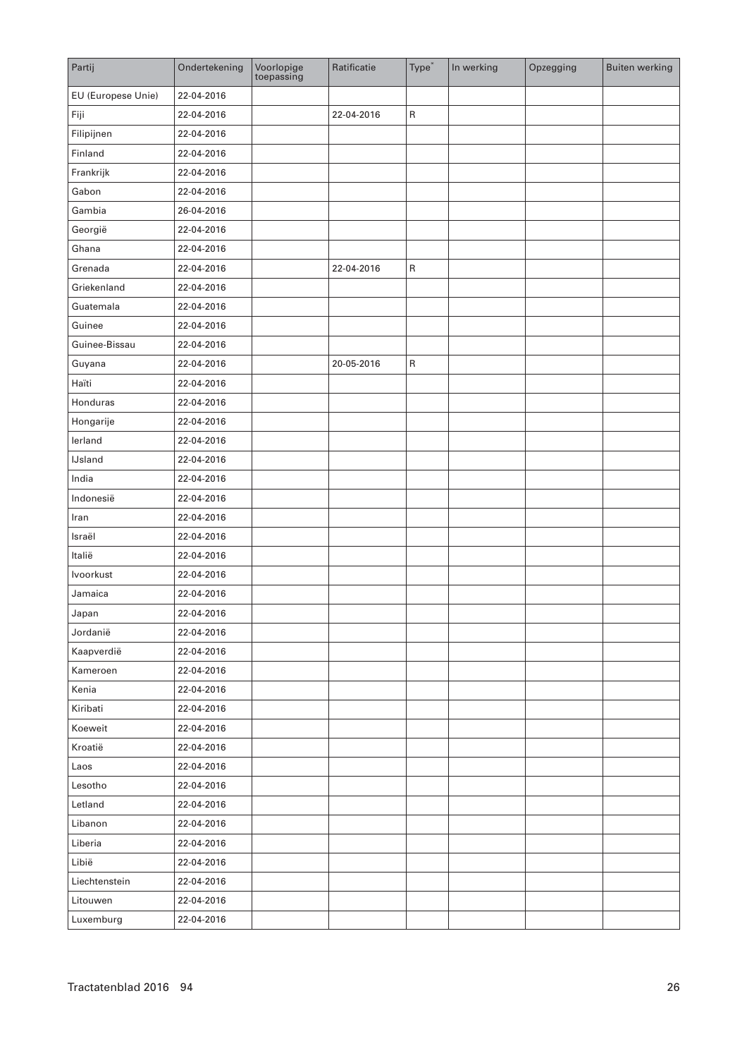| Partij | Ondertekening | Voorlopige toepassing | Ratificatie | Type* | In werking | Opzegging | Buiten werking |
|---|---|---|---|---|---|---|---|
| EU (Europese Unie) | 22-04-2016 | | | | | | |
| Fiji | 22-04-2016 | | 22-04-2016 | R | | | |
| Filipijnen | 22-04-2016 | | | | | | |
| Finland | 22-04-2016 | | | | | | |
| Frankrijk | 22-04-2016 | | | | | | |
| Gabon | 22-04-2016 | | | | | | |
| Gambia | 26-04-2016 | | | | | | |
| Georgië | 22-04-2016 | | | | | | |
| Ghana | 22-04-2016 | | | | | | |
| Grenada | 22-04-2016 | | 22-04-2016 | R | | | |
| Griekenland | 22-04-2016 | | | | | | |
| Guatemala | 22-04-2016 | | | | | | |
| Guinee | 22-04-2016 | | | | | | |
| Guinee-Bissau | 22-04-2016 | | | | | | |
| Guyana | 22-04-2016 | | 20-05-2016 | R | | | |
| Haïti | 22-04-2016 | | | | | | |
| Honduras | 22-04-2016 | | | | | | |
| Hongarije | 22-04-2016 | | | | | | |
| Ierland | 22-04-2016 | | | | | | |
| IJsland | 22-04-2016 | | | | | | |
| India | 22-04-2016 | | | | | | |
| Indonesië | 22-04-2016 | | | | | | |
| Iran | 22-04-2016 | | | | | | |
| Israël | 22-04-2016 | | | | | | |
| Italië | 22-04-2016 | | | | | | |
| Ivoorkust | 22-04-2016 | | | | | | |
| Jamaica | 22-04-2016 | | | | | | |
| Japan | 22-04-2016 | | | | | | |
| Jordanië | 22-04-2016 | | | | | | |
| Kaapverdië | 22-04-2016 | | | | | | |
| Kameroen | 22-04-2016 | | | | | | |
| Kenia | 22-04-2016 | | | | | | |
| Kiribati | 22-04-2016 | | | | | | |
| Koeweit | 22-04-2016 | | | | | | |
| Kroatië | 22-04-2016 | | | | | | |
| Laos | 22-04-2016 | | | | | | |
| Lesotho | 22-04-2016 | | | | | | |
| Letland | 22-04-2016 | | | | | | |
| Libanon | 22-04-2016 | | | | | | |
| Liberia | 22-04-2016 | | | | | | |
| Libië | 22-04-2016 | | | | | | |
| Liechtenstein | 22-04-2016 | | | | | | |
| Litouwen | 22-04-2016 | | | | | | |
| Luxemburg | 22-04-2016 | | | | | | |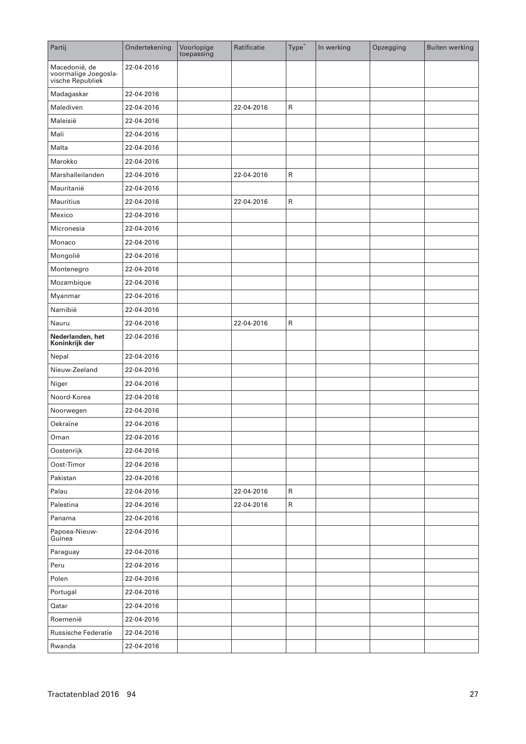| Partij | Ondertekening | Voorlopige toepassing | Ratificatie | Type* | In werking | Opzegging | Buiten werking |
|---|---|---|---|---|---|---|---|
| Macedonië, de voormalige Joegoslavische Republiek | 22-04-2016 | | | | | | |
| Madagaskar | 22-04-2016 | | | | | | |
| Malediven | 22-04-2016 | | 22-04-2016 | R | | | |
| Maleisië | 22-04-2016 | | | | | | |
| Mali | 22-04-2016 | | | | | | |
| Malta | 22-04-2016 | | | | | | |
| Marokko | 22-04-2016 | | | | | | |
| Marshalleilanden | 22-04-2016 | | 22-04-2016 | R | | | |
| Mauritanië | 22-04-2016 | | | | | | |
| Mauritius | 22-04-2016 | | 22-04-2016 | R | | | |
| Mexico | 22-04-2016 | | | | | | |
| Micronesia | 22-04-2016 | | | | | | |
| Monaco | 22-04-2016 | | | | | | |
| Mongolië | 22-04-2016 | | | | | | |
| Montenegro | 22-04-2016 | | | | | | |
| Mozambique | 22-04-2016 | | | | | | |
| Myanmar | 22-04-2016 | | | | | | |
| Namibië | 22-04-2016 | | | | | | |
| Nauru | 22-04-2016 | | 22-04-2016 | R | | | |
| **Nederlanden, het Koninkrijk der** | 22-04-2016 | | | | | | |
| Nepal | 22-04-2016 | | | | | | |
| Nieuw-Zeeland | 22-04-2016 | | | | | | |
| Niger | 22-04-2016 | | | | | | |
| Noord-Korea | 22-04-2016 | | | | | | |
| Noorwegen | 22-04-2016 | | | | | | |
| Oekraïne | 22-04-2016 | | | | | | |
| Oman | 22-04-2016 | | | | | | |
| Oostenrijk | 22-04-2016 | | | | | | |
| Oost-Timor | 22-04-2016 | | | | | | |
| Pakistan | 22-04-2016 | | | | | | |
| Palau | 22-04-2016 | | 22-04-2016 | R | | | |
| Palestina | 22-04-2016 | | 22-04-2016 | R | | | |
| Panama | 22-04-2016 | | | | | | |
| Papoea-Nieuw-Guinea | 22-04-2016 | | | | | | |
| Paraguay | 22-04-2016 | | | | | | |
| Peru | 22-04-2016 | | | | | | |
| Polen | 22-04-2016 | | | | | | |
| Portugal | 22-04-2016 | | | | | | |
| Qatar | 22-04-2016 | | | | | | |
| Roemenië | 22-04-2016 | | | | | | |
| Russische Federatie | 22-04-2016 | | | | | | |
| Rwanda | 22-04-2016 | | | | | | |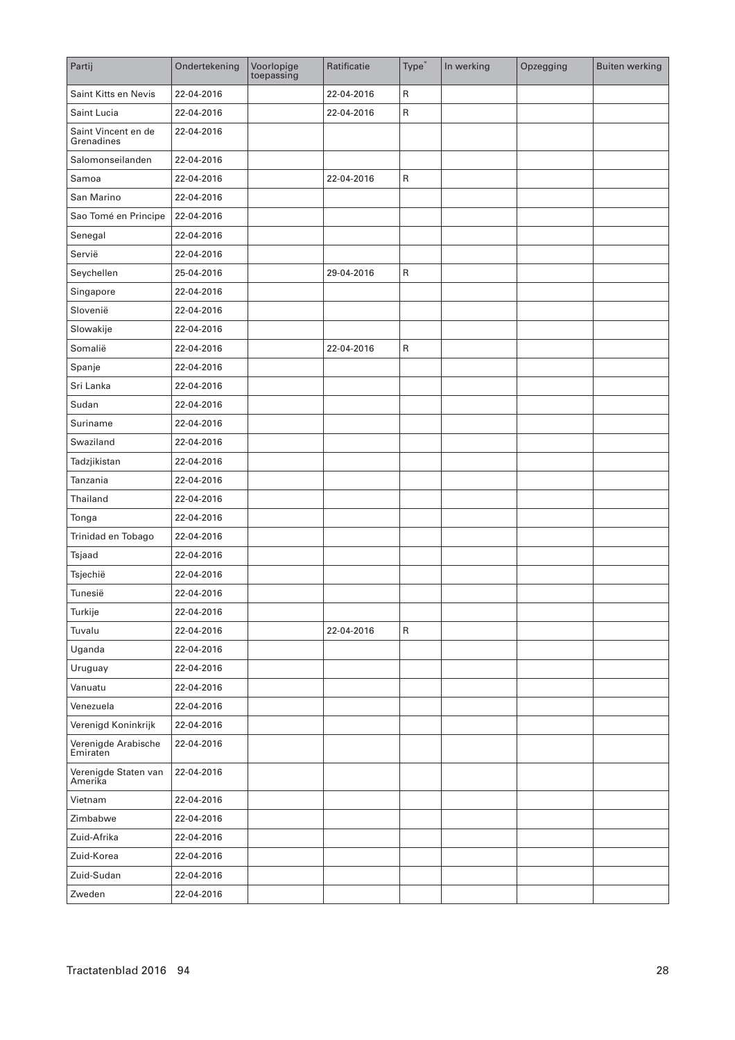| Partij | Ondertekening | Voorlopige toepassing | Ratificatie | Type* | In werking | Opzegging | Buiten werking |
|---|---|---|---|---|---|---|---|
| Saint Kitts en Nevis | 22-04-2016 | | 22-04-2016 | R | | | |
| Saint Lucia | 22-04-2016 | | 22-04-2016 | R | | | |
| Saint Vincent en de Grenadines | 22-04-2016 | | | | | | |
| Salomonseilanden | 22-04-2016 | | | | | | |
| Samoa | 22-04-2016 | | 22-04-2016 | R | | | |
| San Marino | 22-04-2016 | | | | | | |
| Sao Tomé en Principe | 22-04-2016 | | | | | | |
| Senegal | 22-04-2016 | | | | | | |
| Servië | 22-04-2016 | | | | | | |
| Seychellen | 25-04-2016 | | 29-04-2016 | R | | | |
| Singapore | 22-04-2016 | | | | | | |
| Slovenië | 22-04-2016 | | | | | | |
| Slowakije | 22-04-2016 | | | | | | |
| Somalië | 22-04-2016 | | 22-04-2016 | R | | | |
| Spanje | 22-04-2016 | | | | | | |
| Sri Lanka | 22-04-2016 | | | | | | |
| Sudan | 22-04-2016 | | | | | | |
| Suriname | 22-04-2016 | | | | | | |
| Swaziland | 22-04-2016 | | | | | | |
| Tadzjikistan | 22-04-2016 | | | | | | |
| Tanzania | 22-04-2016 | | | | | | |
| Thailand | 22-04-2016 | | | | | | |
| Tonga | 22-04-2016 | | | | | | |
| Trinidad en Tobago | 22-04-2016 | | | | | | |
| Tsjaad | 22-04-2016 | | | | | | |
| Tsjechië | 22-04-2016 | | | | | | |
| Tunesië | 22-04-2016 | | | | | | |
| Turkije | 22-04-2016 | | | | | | |
| Tuvalu | 22-04-2016 | | 22-04-2016 | R | | | |
| Uganda | 22-04-2016 | | | | | | |
| Uruguay | 22-04-2016 | | | | | | |
| Vanuatu | 22-04-2016 | | | | | | |
| Venezuela | 22-04-2016 | | | | | | |
| Verenigd Koninkrijk | 22-04-2016 | | | | | | |
| Verenigde Arabische Emiraten | 22-04-2016 | | | | | | |
| Verenigde Staten van Amerika | 22-04-2016 | | | | | | |
| Vietnam | 22-04-2016 | | | | | | |
| Zimbabwe | 22-04-2016 | | | | | | |
| Zuid-Afrika | 22-04-2016 | | | | | | |
| Zuid-Korea | 22-04-2016 | | | | | | |
| Zuid-Sudan | 22-04-2016 | | | | | | |
| Zweden | 22-04-2016 | | | | | | |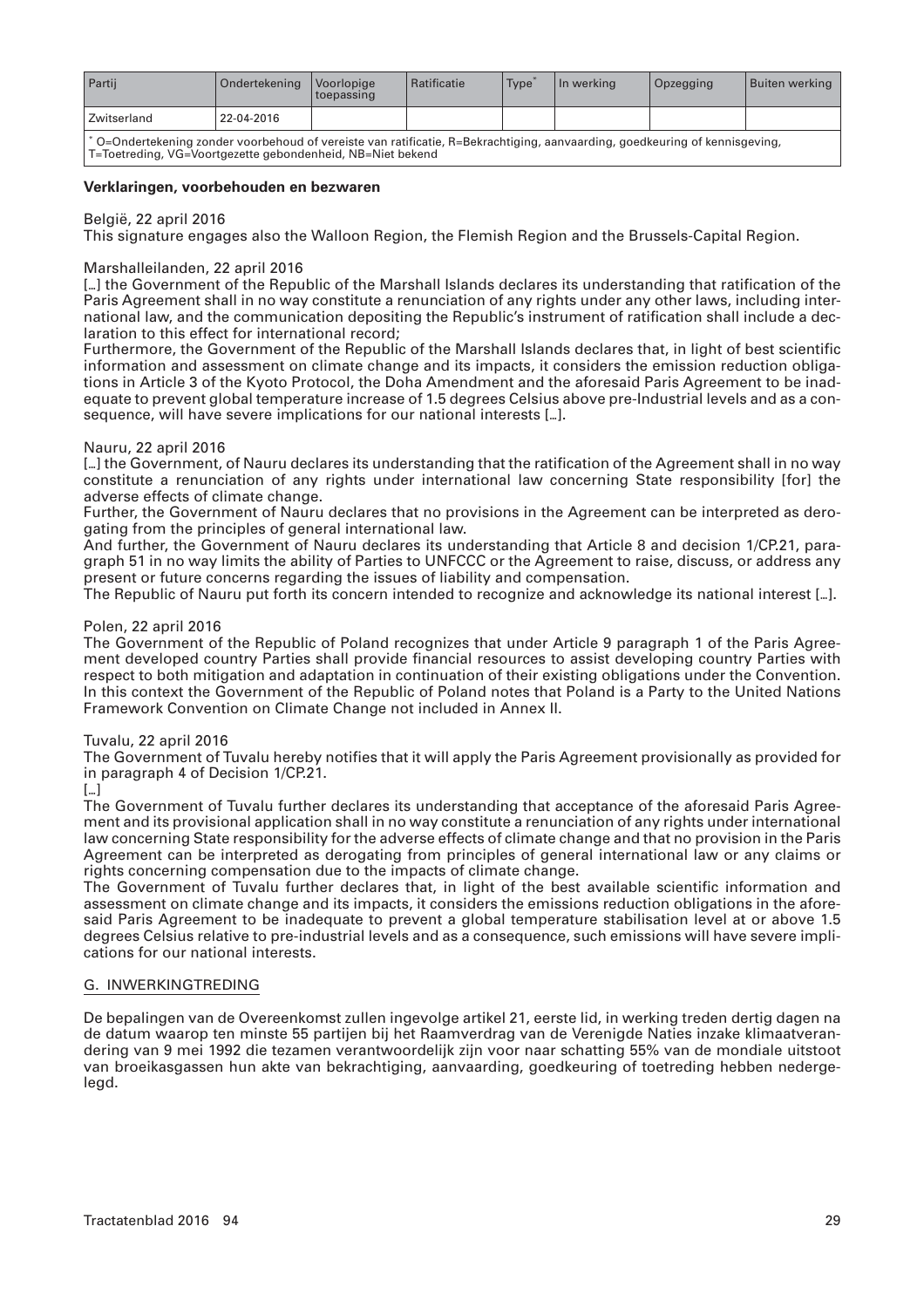| Partij | Ondertekening | Voorlopige toepassing | Ratificatie | Type* | In werking | Opzegging | Buiten werking |
|---|---|---|---|---|---|---|---|
| Zwitserland | 22-04-2016 | | | | | | |

* O=Ondertekening zonder voorbehoud of vereiste van ratificatie, R=Bekrachtiging, aanvaarding, goedkeuring of kennisgeving, T=Toetreding, VG=Voortgezette gebondenheid, NB=Niet bekend

**Verklaringen, voorbehouden en bezwaren**

België, 22 april 2016
This signature engages also the Walloon Region, the Flemish Region and the Brussels-Capital Region.

Marshalleilanden, 22 april 2016
[…] the Government of the Republic of the Marshall Islands declares its understanding that ratification of the Paris Agreement shall in no way constitute a renunciation of any rights under any other laws, including international law, and the communication depositing the Republic's instrument of ratification shall include a declaration to this effect for international record;
Furthermore, the Government of the Republic of the Marshall Islands declares that, in light of best scientific information and assessment on climate change and its impacts, it considers the emission reduction obligations in Article 3 of the Kyoto Protocol, the Doha Amendment and the aforesaid Paris Agreement to be inadequate to prevent global temperature increase of 1.5 degrees Celsius above pre-Industrial levels and as a consequence, will have severe implications for our national interests […].

Nauru, 22 april 2016
[…] the Government, of Nauru declares its understanding that the ratification of the Agreement shall in no way constitute a renunciation of any rights under international law concerning State responsibility [for] the adverse effects of climate change.
Further, the Government of Nauru declares that no provisions in the Agreement can be interpreted as derogating from the principles of general international law.
And further, the Government of Nauru declares its understanding that Article 8 and decision 1/CP.21, paragraph 51 in no way limits the ability of Parties to UNFCCC or the Agreement to raise, discuss, or address any present or future concerns regarding the issues of liability and compensation.
The Republic of Nauru put forth its concern intended to recognize and acknowledge its national interest […].

Polen, 22 april 2016
The Government of the Republic of Poland recognizes that under Article 9 paragraph 1 of the Paris Agreement developed country Parties shall provide financial resources to assist developing country Parties with respect to both mitigation and adaptation in continuation of their existing obligations under the Convention. In this context the Government of the Republic of Poland notes that Poland is a Party to the United Nations Framework Convention on Climate Change not included in Annex II.

Tuvalu, 22 april 2016
The Government of Tuvalu hereby notifies that it will apply the Paris Agreement provisionally as provided for in paragraph 4 of Decision 1/CP.21.
[…]
The Government of Tuvalu further declares its understanding that acceptance of the aforesaid Paris Agreement and its provisional application shall in no way constitute a renunciation of any rights under international law concerning State responsibility for the adverse effects of climate change and that no provision in the Paris Agreement can be interpreted as derogating from principles of general international law or any claims or rights concerning compensation due to the impacts of climate change.
The Government of Tuvalu further declares that, in light of the best available scientific information and assessment on climate change and its impacts, it considers the emissions reduction obligations in the aforesaid Paris Agreement to be inadequate to prevent a global temperature stabilisation level at or above 1.5 degrees Celsius relative to pre-industrial levels and as a consequence, such emissions will have severe implications for our national interests.

## G. INWERKINGTREDING

De bepalingen van de Overeenkomst zullen ingevolge artikel 21, eerste lid, in werking treden dertig dagen na de datum waarop ten minste 55 partijen bij het Raamverdrag van de Verenigde Naties inzake klimaatverandering van 9 mei 1992 die tezamen verantwoordelijk zijn voor naar schatting 55% van de mondiale uitstoot van broeikasgassen hun akte van bekrachtiging, aanvaarding, goedkeuring of toetreding hebben nedergelegd.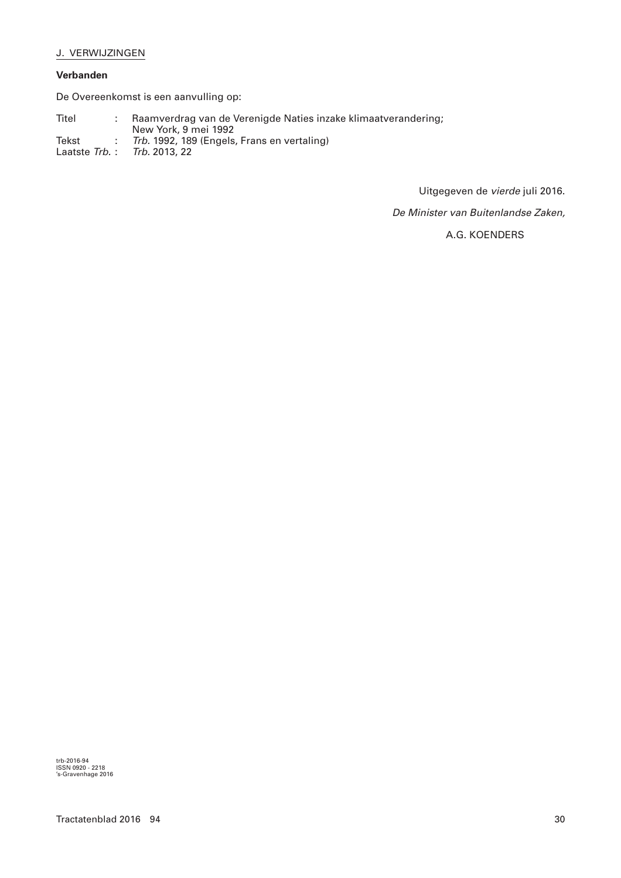## J. VERWIJZINGEN

**Verbanden**

De Overeenkomst is een aanvulling op:

| | | |
|---|---|---|
| Titel | : | Raamverdrag van de Verenigde Naties inzake klimaatverandering; New York, 9 mei 1992 |
| Tekst | : | *Trb.* 1992, 189 (Engels, Frans en vertaling) |
| Laatste *Trb.* | : | *Trb.* 2013, 22 |

Uitgegeven de *vierde* juli 2016.

*De Minister van Buitenlandse Zaken,*

A.G. KOENDERS

trb-2016-94
ISSN 0920 - 2218
's-Gravenhage 2016